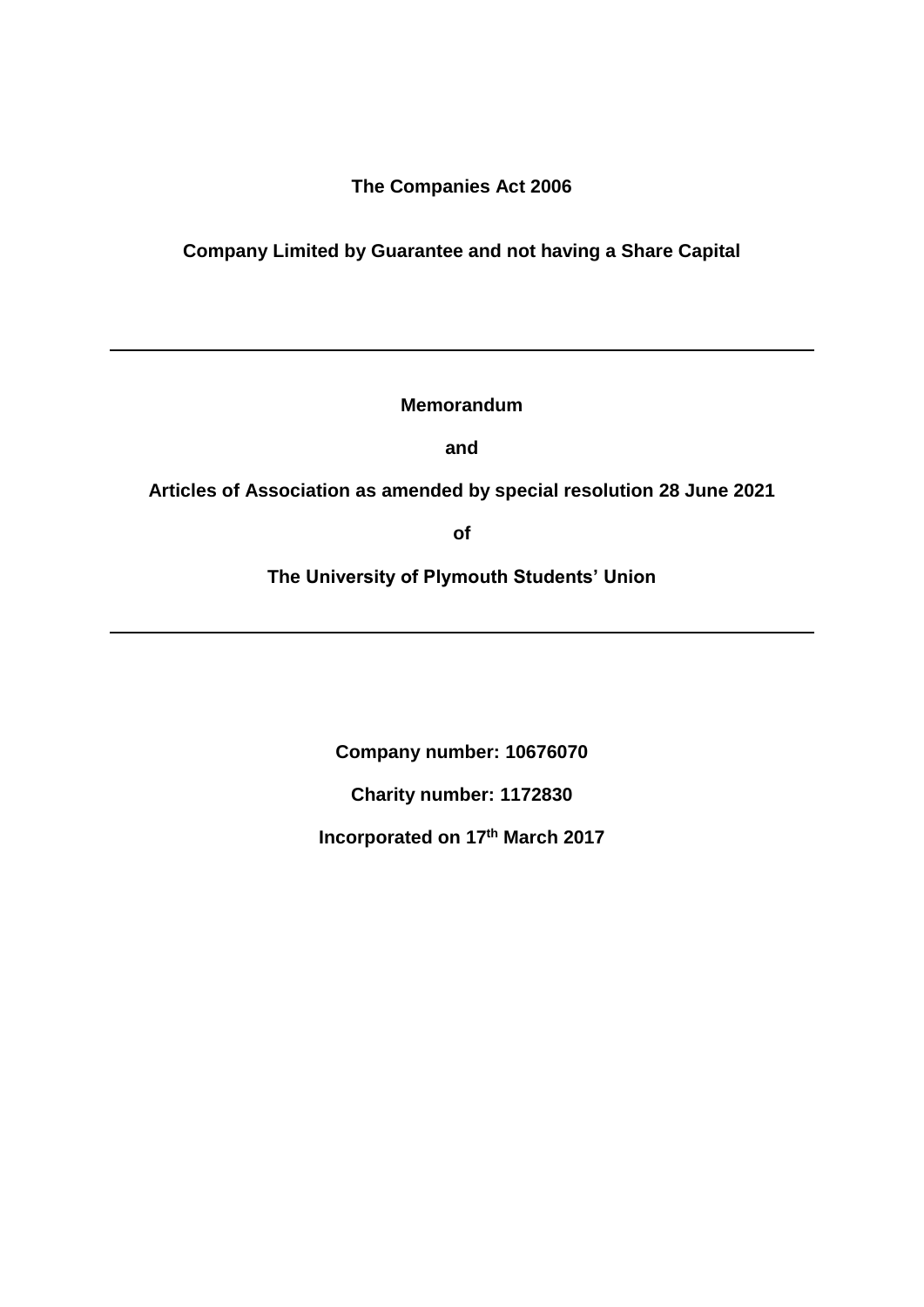**The Companies Act 2006**

**Company Limited by Guarantee and not having a Share Capital**

---

**Memorandum**

**and**

**Articles of Association as amended by special resolution 28 June 2021**

**of**

**The University of Plymouth Students' Union**

---

**Company number: 10676070**

**Charity number: 1172830**

**Incorporated on 17th March 2017**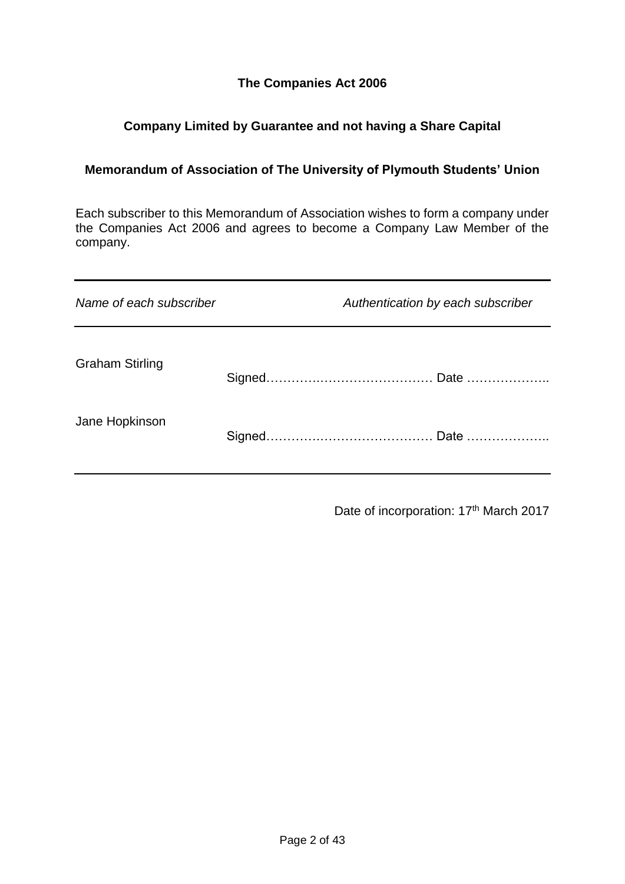**The Companies Act 2006**

**Company Limited by Guarantee and not having a Share Capital**

**Memorandum of Association of The University of Plymouth Students' Union**

Each subscriber to this Memorandum of Association wishes to form a company under the Companies Act 2006 and agrees to become a Company Law Member of the company.

| *Name of each subscriber* | *Authentication by each subscriber* |
| --- | --- |
| Graham Stirling | Signed……………………………………… Date ……………….. |
| Jane Hopkinson | Signed……………………………………… Date ……………….. |

Date of incorporation: 17th March 2017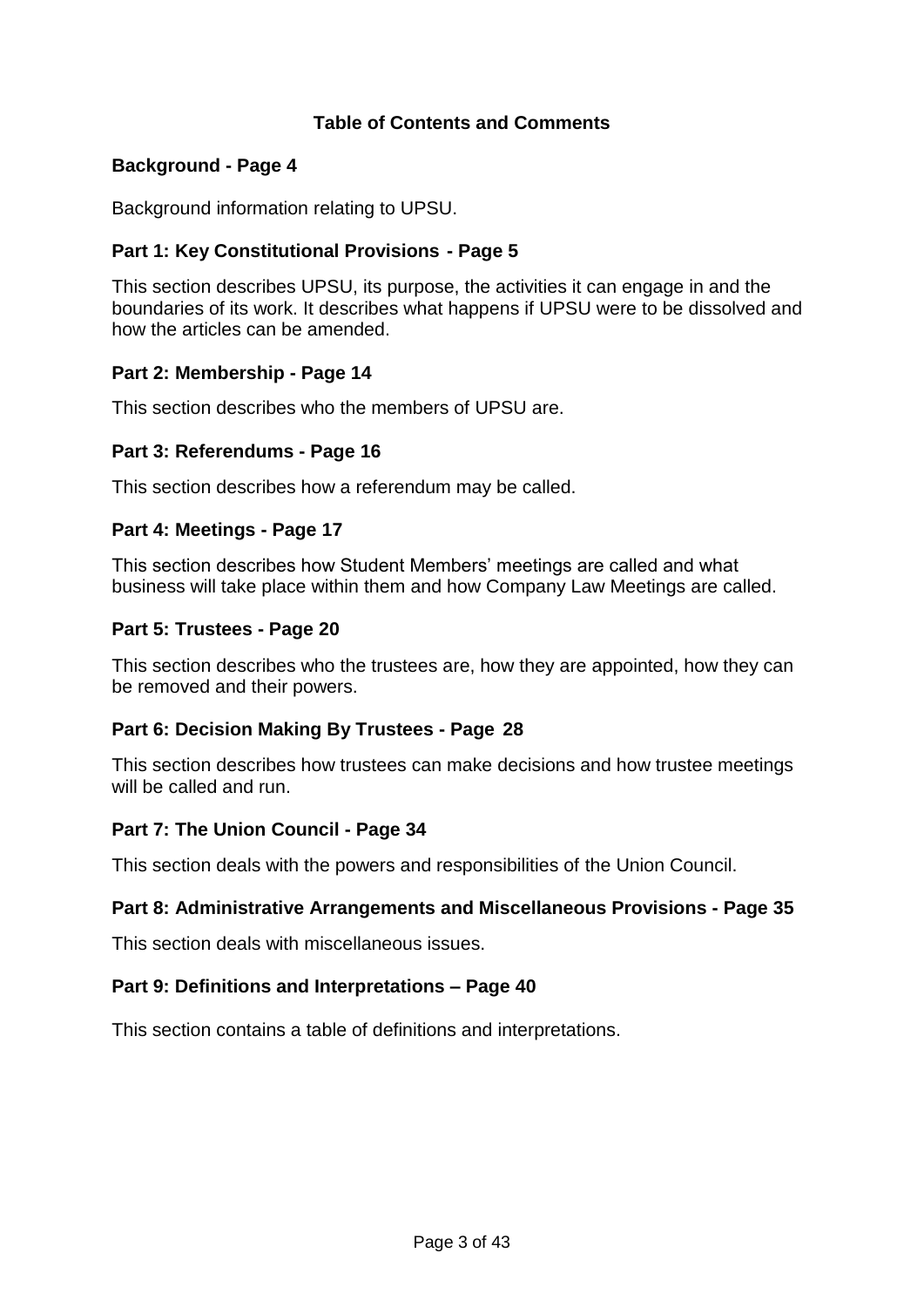# Table of Contents and Comments

**Background - Page 4**

Background information relating to UPSU.

**Part 1: Key Constitutional Provisions - Page 5**

This section describes UPSU, its purpose, the activities it can engage in and the boundaries of its work. It describes what happens if UPSU were to be dissolved and how the articles can be amended.

**Part 2: Membership - Page 14**

This section describes who the members of UPSU are.

**Part 3: Referendums - Page 16**

This section describes how a referendum may be called.

**Part 4: Meetings - Page 17**

This section describes how Student Members' meetings are called and what business will take place within them and how Company Law Meetings are called.

**Part 5: Trustees - Page 20**

This section describes who the trustees are, how they are appointed, how they can be removed and their powers.

**Part 6: Decision Making By Trustees - Page 28**

This section describes how trustees can make decisions and how trustee meetings will be called and run.

**Part 7: The Union Council - Page 34**

This section deals with the powers and responsibilities of the Union Council.

**Part 8: Administrative Arrangements and Miscellaneous Provisions - Page 35**

This section deals with miscellaneous issues.

**Part 9: Definitions and Interpretations – Page 40**

This section contains a table of definitions and interpretations.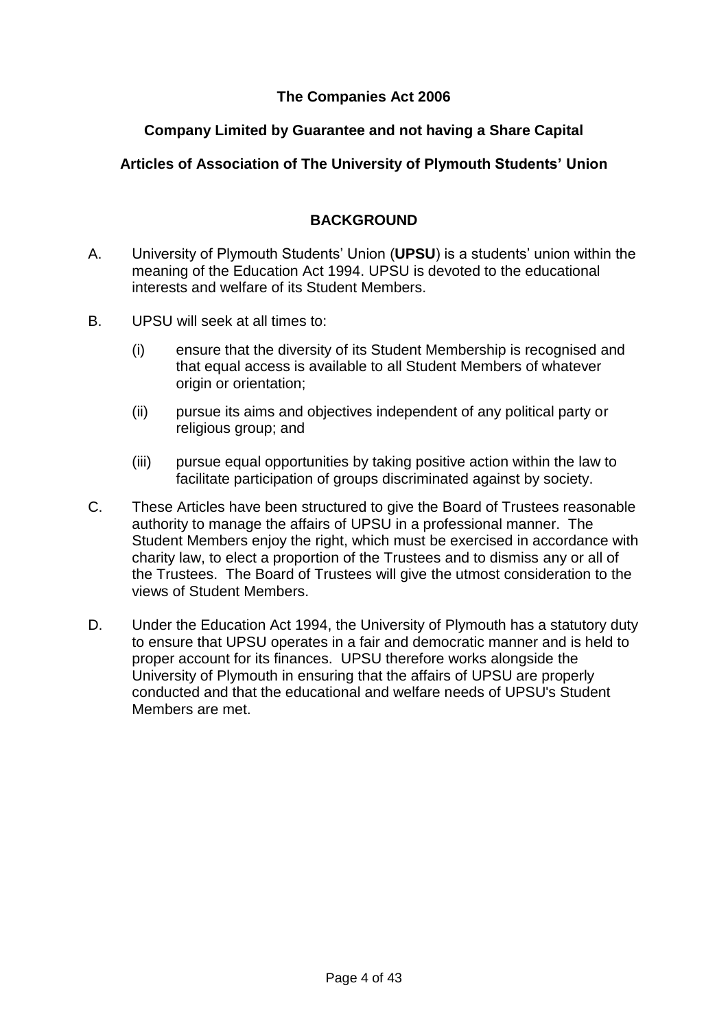**The Companies Act 2006**

**Company Limited by Guarantee and not having a Share Capital**

**Articles of Association of The University of Plymouth Students' Union**

## BACKGROUND

A. University of Plymouth Students' Union (**UPSU**) is a students' union within the meaning of the Education Act 1994. UPSU is devoted to the educational interests and welfare of its Student Members.

B. UPSU will seek at all times to:

   (i) ensure that the diversity of its Student Membership is recognised and that equal access is available to all Student Members of whatever origin or orientation;

   (ii) pursue its aims and objectives independent of any political party or religious group; and

   (iii) pursue equal opportunities by taking positive action within the law to facilitate participation of groups discriminated against by society.

C. These Articles have been structured to give the Board of Trustees reasonable authority to manage the affairs of UPSU in a professional manner. The Student Members enjoy the right, which must be exercised in accordance with charity law, to elect a proportion of the Trustees and to dismiss any or all of the Trustees. The Board of Trustees will give the utmost consideration to the views of Student Members.

D. Under the Education Act 1994, the University of Plymouth has a statutory duty to ensure that UPSU operates in a fair and democratic manner and is held to proper account for its finances. UPSU therefore works alongside the University of Plymouth in ensuring that the affairs of UPSU are properly conducted and that the educational and welfare needs of UPSU's Student Members are met.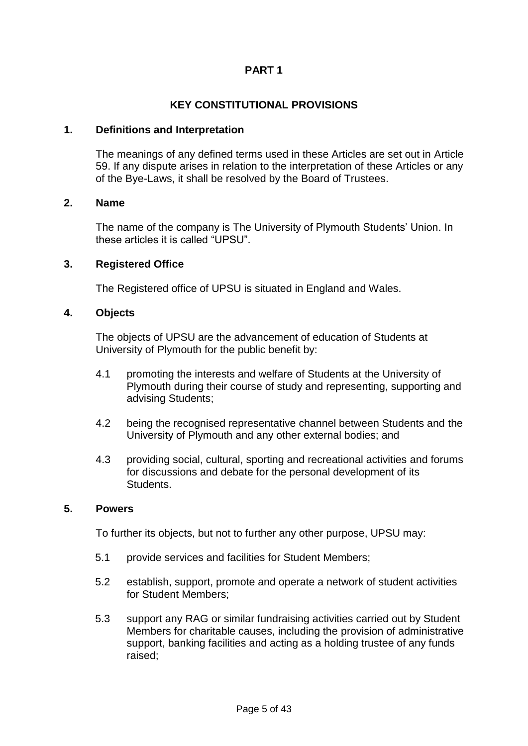# PART 1

## KEY CONSTITUTIONAL PROVISIONS

### 1. Definitions and Interpretation

The meanings of any defined terms used in these Articles are set out in Article 59. If any dispute arises in relation to the interpretation of these Articles or any of the Bye-Laws, it shall be resolved by the Board of Trustees.

### 2. Name

The name of the company is The University of Plymouth Students' Union. In these articles it is called "UPSU".

### 3. Registered Office

The Registered office of UPSU is situated in England and Wales.

### 4. Objects

The objects of UPSU are the advancement of education of Students at University of Plymouth for the public benefit by:

4.1 promoting the interests and welfare of Students at the University of Plymouth during their course of study and representing, supporting and advising Students;

4.2 being the recognised representative channel between Students and the University of Plymouth and any other external bodies; and

4.3 providing social, cultural, sporting and recreational activities and forums for discussions and debate for the personal development of its Students.

### 5. Powers

To further its objects, but not to further any other purpose, UPSU may:

5.1 provide services and facilities for Student Members;

5.2 establish, support, promote and operate a network of student activities for Student Members;

5.3 support any RAG or similar fundraising activities carried out by Student Members for charitable causes, including the provision of administrative support, banking facilities and acting as a holding trustee of any funds raised;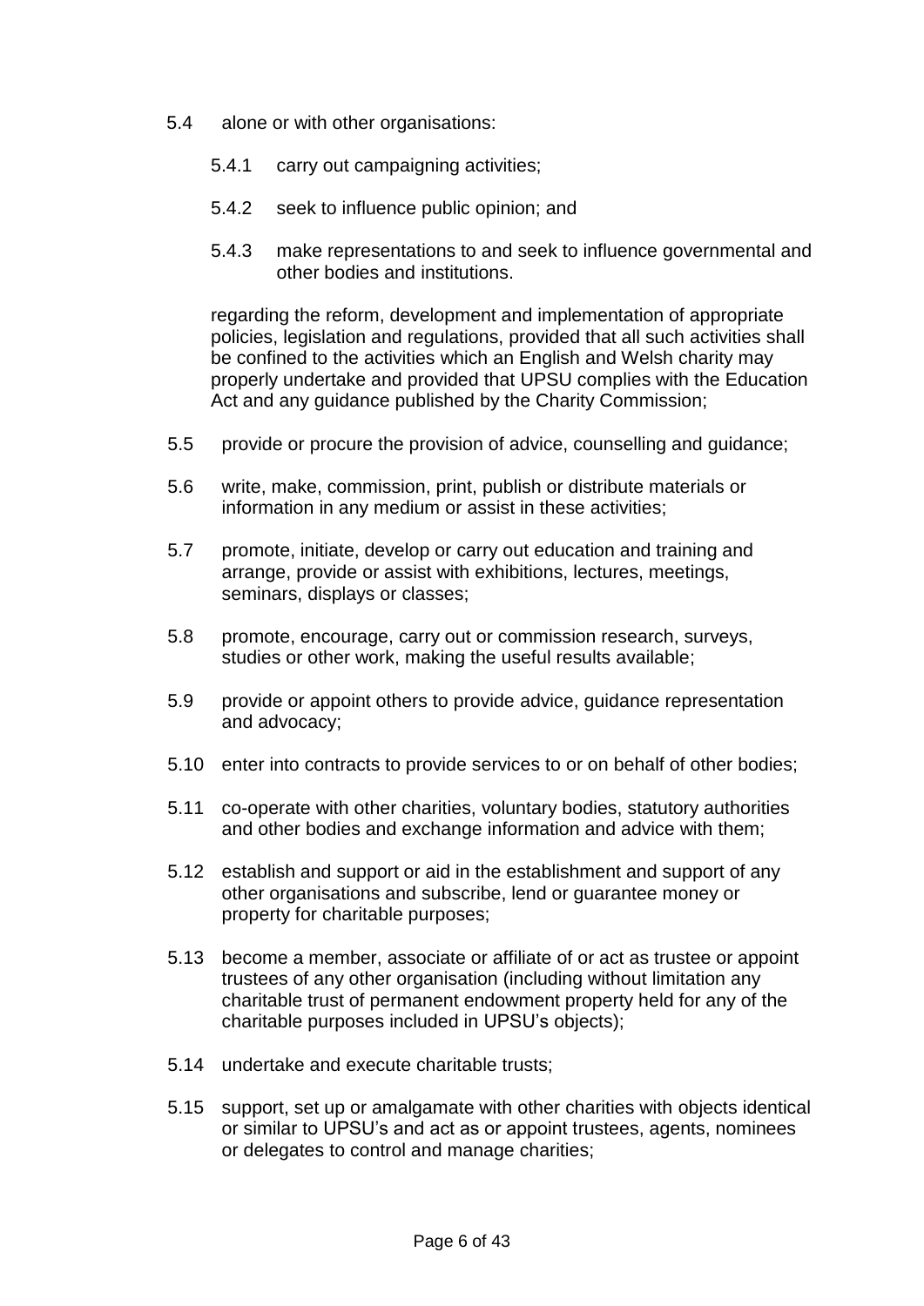5.4 alone or with other organisations:

  5.4.1 carry out campaigning activities;

  5.4.2 seek to influence public opinion; and

  5.4.3 make representations to and seek to influence governmental and other bodies and institutions.

regarding the reform, development and implementation of appropriate policies, legislation and regulations, provided that all such activities shall be confined to the activities which an English and Welsh charity may properly undertake and provided that UPSU complies with the Education Act and any guidance published by the Charity Commission;

5.5 provide or procure the provision of advice, counselling and guidance;

5.6 write, make, commission, print, publish or distribute materials or information in any medium or assist in these activities;

5.7 promote, initiate, develop or carry out education and training and arrange, provide or assist with exhibitions, lectures, meetings, seminars, displays or classes;

5.8 promote, encourage, carry out or commission research, surveys, studies or other work, making the useful results available;

5.9 provide or appoint others to provide advice, guidance representation and advocacy;

5.10 enter into contracts to provide services to or on behalf of other bodies;

5.11 co-operate with other charities, voluntary bodies, statutory authorities and other bodies and exchange information and advice with them;

5.12 establish and support or aid in the establishment and support of any other organisations and subscribe, lend or guarantee money or property for charitable purposes;

5.13 become a member, associate or affiliate of or act as trustee or appoint trustees of any other organisation (including without limitation any charitable trust of permanent endowment property held for any of the charitable purposes included in UPSU's objects);

5.14 undertake and execute charitable trusts;

5.15 support, set up or amalgamate with other charities with objects identical or similar to UPSU's and act as or appoint trustees, agents, nominees or delegates to control and manage charities;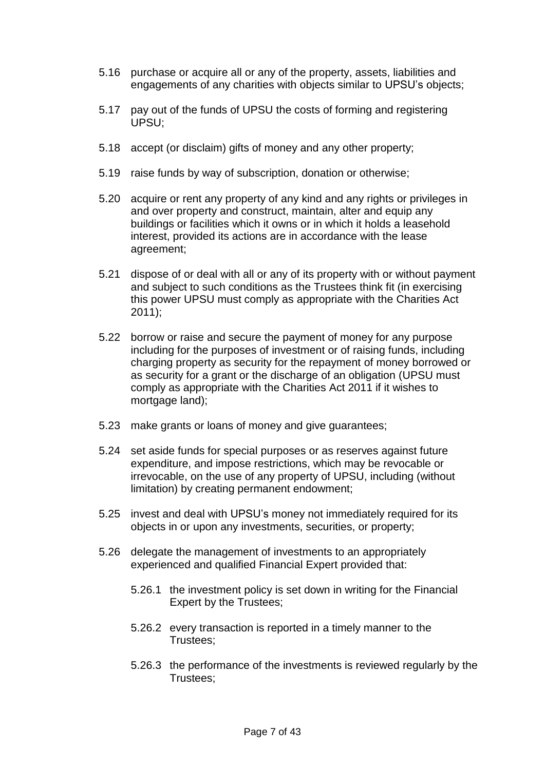5.16 purchase or acquire all or any of the property, assets, liabilities and engagements of any charities with objects similar to UPSU's objects;

5.17 pay out of the funds of UPSU the costs of forming and registering UPSU;

5.18 accept (or disclaim) gifts of money and any other property;

5.19 raise funds by way of subscription, donation or otherwise;

5.20 acquire or rent any property of any kind and any rights or privileges in and over property and construct, maintain, alter and equip any buildings or facilities which it owns or in which it holds a leasehold interest, provided its actions are in accordance with the lease agreement;

5.21 dispose of or deal with all or any of its property with or without payment and subject to such conditions as the Trustees think fit (in exercising this power UPSU must comply as appropriate with the Charities Act 2011);

5.22 borrow or raise and secure the payment of money for any purpose including for the purposes of investment or of raising funds, including charging property as security for the repayment of money borrowed or as security for a grant or the discharge of an obligation (UPSU must comply as appropriate with the Charities Act 2011 if it wishes to mortgage land);

5.23 make grants or loans of money and give guarantees;

5.24 set aside funds for special purposes or as reserves against future expenditure, and impose restrictions, which may be revocable or irrevocable, on the use of any property of UPSU, including (without limitation) by creating permanent endowment;

5.25 invest and deal with UPSU's money not immediately required for its objects in or upon any investments, securities, or property;

5.26 delegate the management of investments to an appropriately experienced and qualified Financial Expert provided that:

   5.26.1 the investment policy is set down in writing for the Financial Expert by the Trustees;

   5.26.2 every transaction is reported in a timely manner to the Trustees;

   5.26.3 the performance of the investments is reviewed regularly by the Trustees;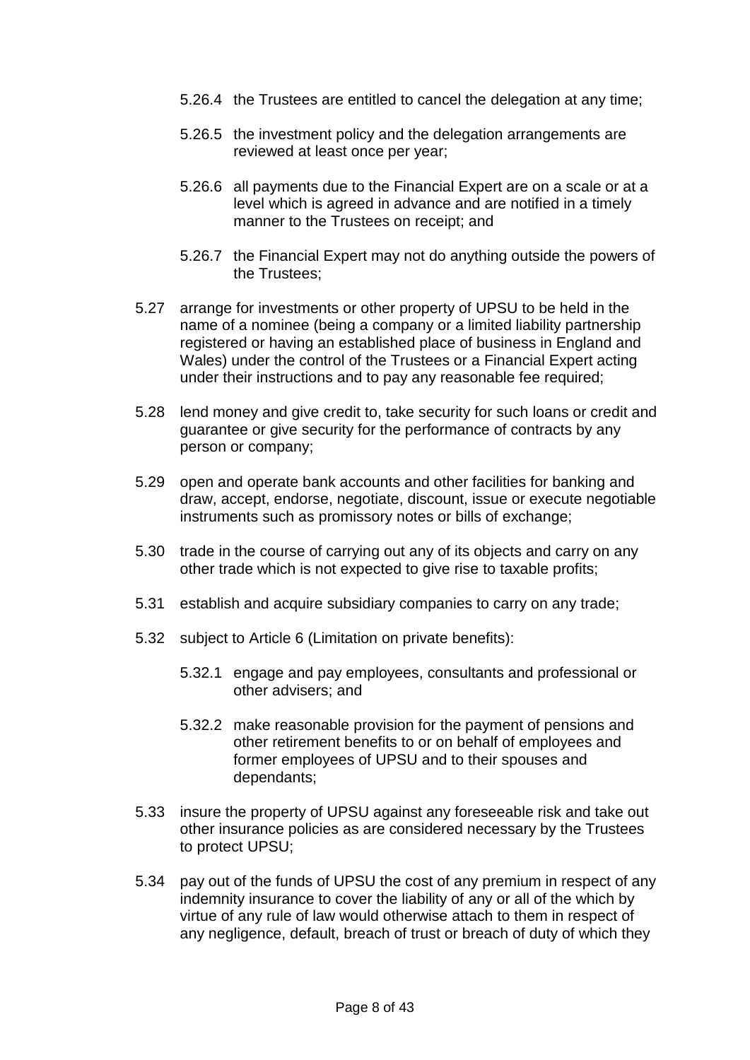5.26.4 the Trustees are entitled to cancel the delegation at any time;

5.26.5 the investment policy and the delegation arrangements are reviewed at least once per year;

5.26.6 all payments due to the Financial Expert are on a scale or at a level which is agreed in advance and are notified in a timely manner to the Trustees on receipt; and

5.26.7 the Financial Expert may not do anything outside the powers of the Trustees;

5.27 arrange for investments or other property of UPSU to be held in the name of a nominee (being a company or a limited liability partnership registered or having an established place of business in England and Wales) under the control of the Trustees or a Financial Expert acting under their instructions and to pay any reasonable fee required;

5.28 lend money and give credit to, take security for such loans or credit and guarantee or give security for the performance of contracts by any person or company;

5.29 open and operate bank accounts and other facilities for banking and draw, accept, endorse, negotiate, discount, issue or execute negotiable instruments such as promissory notes or bills of exchange;

5.30 trade in the course of carrying out any of its objects and carry on any other trade which is not expected to give rise to taxable profits;

5.31 establish and acquire subsidiary companies to carry on any trade;

5.32 subject to Article 6 (Limitation on private benefits):

5.32.1 engage and pay employees, consultants and professional or other advisers; and

5.32.2 make reasonable provision for the payment of pensions and other retirement benefits to or on behalf of employees and former employees of UPSU and to their spouses and dependants;

5.33 insure the property of UPSU against any foreseeable risk and take out other insurance policies as are considered necessary by the Trustees to protect UPSU;

5.34 pay out of the funds of UPSU the cost of any premium in respect of any indemnity insurance to cover the liability of any or all of the which by virtue of any rule of law would otherwise attach to them in respect of any negligence, default, breach of trust or breach of duty of which they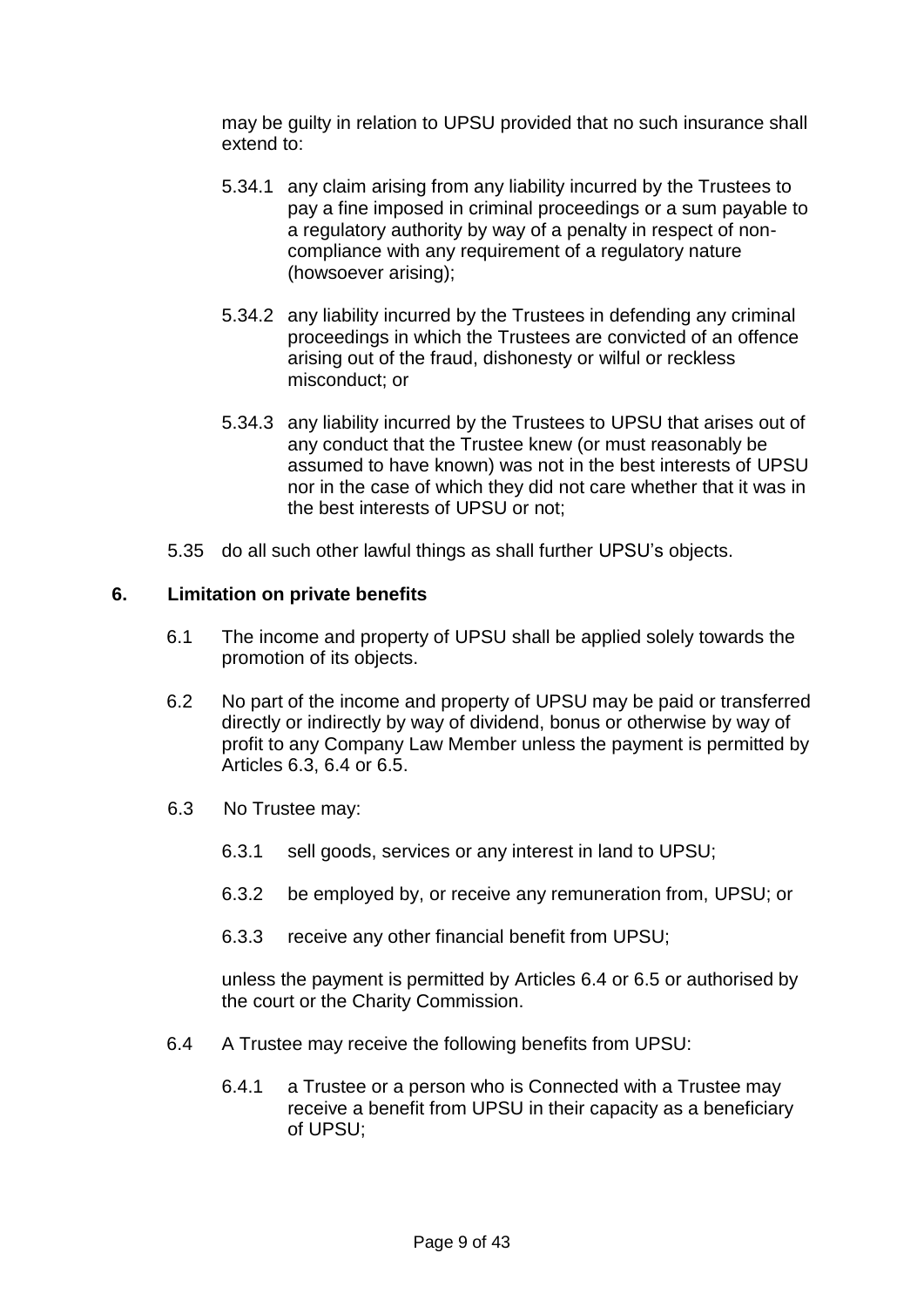may be guilty in relation to UPSU provided that no such insurance shall extend to:

5.34.1 any claim arising from any liability incurred by the Trustees to pay a fine imposed in criminal proceedings or a sum payable to a regulatory authority by way of a penalty in respect of non-compliance with any requirement of a regulatory nature (howsoever arising);

5.34.2 any liability incurred by the Trustees in defending any criminal proceedings in which the Trustees are convicted of an offence arising out of the fraud, dishonesty or wilful or reckless misconduct; or

5.34.3 any liability incurred by the Trustees to UPSU that arises out of any conduct that the Trustee knew (or must reasonably be assumed to have known) was not in the best interests of UPSU nor in the case of which they did not care whether that it was in the best interests of UPSU or not;

5.35 do all such other lawful things as shall further UPSU's objects.

**6. Limitation on private benefits**

6.1 The income and property of UPSU shall be applied solely towards the promotion of its objects.

6.2 No part of the income and property of UPSU may be paid or transferred directly or indirectly by way of dividend, bonus or otherwise by way of profit to any Company Law Member unless the payment is permitted by Articles 6.3, 6.4 or 6.5.

6.3 No Trustee may:

6.3.1 sell goods, services or any interest in land to UPSU;

6.3.2 be employed by, or receive any remuneration from, UPSU; or

6.3.3 receive any other financial benefit from UPSU;

unless the payment is permitted by Articles 6.4 or 6.5 or authorised by the court or the Charity Commission.

6.4 A Trustee may receive the following benefits from UPSU:

6.4.1 a Trustee or a person who is Connected with a Trustee may receive a benefit from UPSU in their capacity as a beneficiary of UPSU;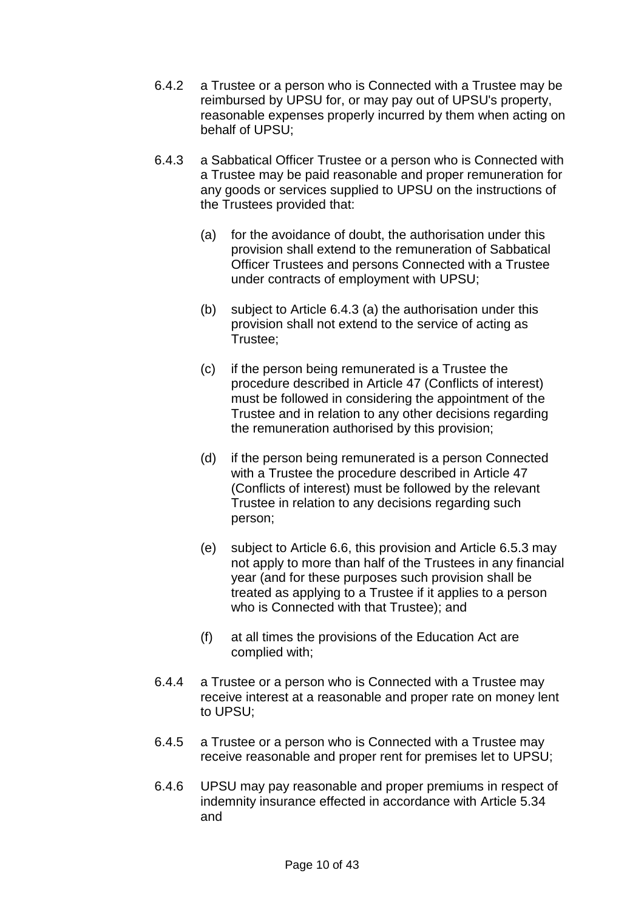6.4.2 a Trustee or a person who is Connected with a Trustee may be reimbursed by UPSU for, or may pay out of UPSU's property, reasonable expenses properly incurred by them when acting on behalf of UPSU;

6.4.3 a Sabbatical Officer Trustee or a person who is Connected with a Trustee may be paid reasonable and proper remuneration for any goods or services supplied to UPSU on the instructions of the Trustees provided that:

(a) for the avoidance of doubt, the authorisation under this provision shall extend to the remuneration of Sabbatical Officer Trustees and persons Connected with a Trustee under contracts of employment with UPSU;

(b) subject to Article 6.4.3 (a) the authorisation under this provision shall not extend to the service of acting as Trustee;

(c) if the person being remunerated is a Trustee the procedure described in Article 47 (Conflicts of interest) must be followed in considering the appointment of the Trustee and in relation to any other decisions regarding the remuneration authorised by this provision;

(d) if the person being remunerated is a person Connected with a Trustee the procedure described in Article 47 (Conflicts of interest) must be followed by the relevant Trustee in relation to any decisions regarding such person;

(e) subject to Article 6.6, this provision and Article 6.5.3 may not apply to more than half of the Trustees in any financial year (and for these purposes such provision shall be treated as applying to a Trustee if it applies to a person who is Connected with that Trustee); and

(f) at all times the provisions of the Education Act are complied with;

6.4.4 a Trustee or a person who is Connected with a Trustee may receive interest at a reasonable and proper rate on money lent to UPSU;

6.4.5 a Trustee or a person who is Connected with a Trustee may receive reasonable and proper rent for premises let to UPSU;

6.4.6 UPSU may pay reasonable and proper premiums in respect of indemnity insurance effected in accordance with Article 5.34 and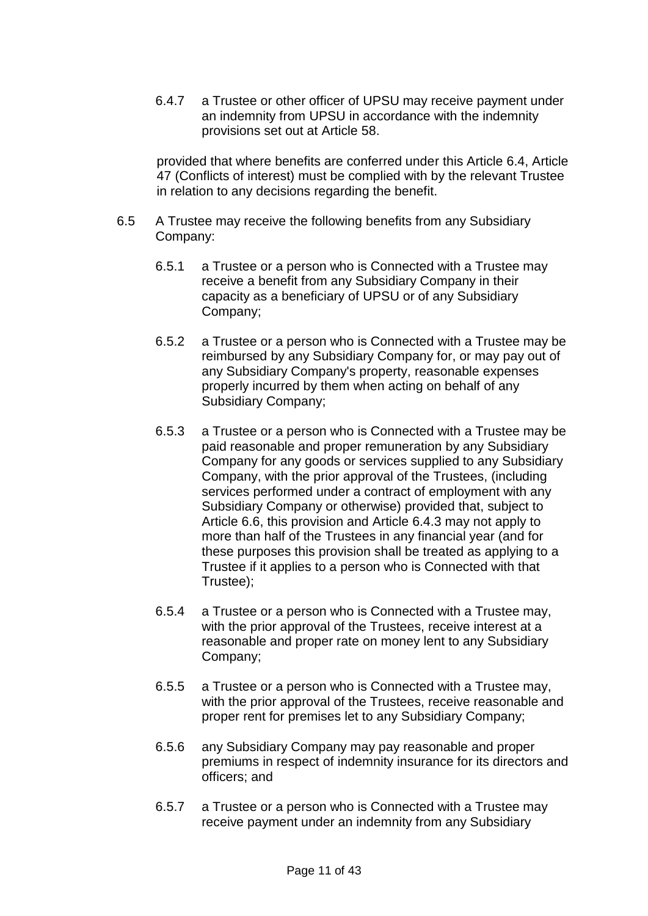6.4.7 a Trustee or other officer of UPSU may receive payment under an indemnity from UPSU in accordance with the indemnity provisions set out at Article 58.

provided that where benefits are conferred under this Article 6.4, Article 47 (Conflicts of interest) must be complied with by the relevant Trustee in relation to any decisions regarding the benefit.

6.5 A Trustee may receive the following benefits from any Subsidiary Company:

6.5.1 a Trustee or a person who is Connected with a Trustee may receive a benefit from any Subsidiary Company in their capacity as a beneficiary of UPSU or of any Subsidiary Company;

6.5.2 a Trustee or a person who is Connected with a Trustee may be reimbursed by any Subsidiary Company for, or may pay out of any Subsidiary Company's property, reasonable expenses properly incurred by them when acting on behalf of any Subsidiary Company;

6.5.3 a Trustee or a person who is Connected with a Trustee may be paid reasonable and proper remuneration by any Subsidiary Company for any goods or services supplied to any Subsidiary Company, with the prior approval of the Trustees, (including services performed under a contract of employment with any Subsidiary Company or otherwise) provided that, subject to Article 6.6, this provision and Article 6.4.3 may not apply to more than half of the Trustees in any financial year (and for these purposes this provision shall be treated as applying to a Trustee if it applies to a person who is Connected with that Trustee);

6.5.4 a Trustee or a person who is Connected with a Trustee may, with the prior approval of the Trustees, receive interest at a reasonable and proper rate on money lent to any Subsidiary Company;

6.5.5 a Trustee or a person who is Connected with a Trustee may, with the prior approval of the Trustees, receive reasonable and proper rent for premises let to any Subsidiary Company;

6.5.6 any Subsidiary Company may pay reasonable and proper premiums in respect of indemnity insurance for its directors and officers; and

6.5.7 a Trustee or a person who is Connected with a Trustee may receive payment under an indemnity from any Subsidiary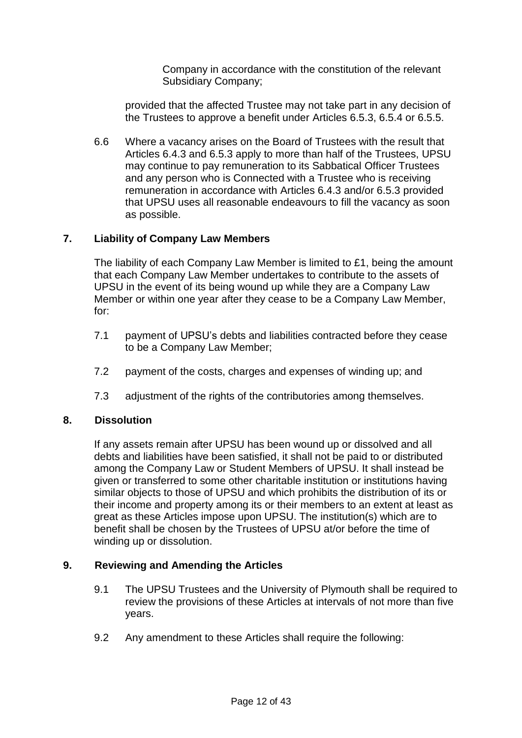Company in accordance with the constitution of the relevant Subsidiary Company;

provided that the affected Trustee may not take part in any decision of the Trustees to approve a benefit under Articles 6.5.3, 6.5.4 or 6.5.5.

6.6 Where a vacancy arises on the Board of Trustees with the result that Articles 6.4.3 and 6.5.3 apply to more than half of the Trustees, UPSU may continue to pay remuneration to its Sabbatical Officer Trustees and any person who is Connected with a Trustee who is receiving remuneration in accordance with Articles 6.4.3 and/or 6.5.3 provided that UPSU uses all reasonable endeavours to fill the vacancy as soon as possible.

## 7. Liability of Company Law Members

The liability of each Company Law Member is limited to £1, being the amount that each Company Law Member undertakes to contribute to the assets of UPSU in the event of its being wound up while they are a Company Law Member or within one year after they cease to be a Company Law Member, for:

7.1 payment of UPSU's debts and liabilities contracted before they cease to be a Company Law Member;

7.2 payment of the costs, charges and expenses of winding up; and

7.3 adjustment of the rights of the contributories among themselves.

## 8. Dissolution

If any assets remain after UPSU has been wound up or dissolved and all debts and liabilities have been satisfied, it shall not be paid to or distributed among the Company Law or Student Members of UPSU. It shall instead be given or transferred to some other charitable institution or institutions having similar objects to those of UPSU and which prohibits the distribution of its or their income and property among its or their members to an extent at least as great as these Articles impose upon UPSU. The institution(s) which are to benefit shall be chosen by the Trustees of UPSU at/or before the time of winding up or dissolution.

## 9. Reviewing and Amending the Articles

9.1 The UPSU Trustees and the University of Plymouth shall be required to review the provisions of these Articles at intervals of not more than five years.

9.2 Any amendment to these Articles shall require the following: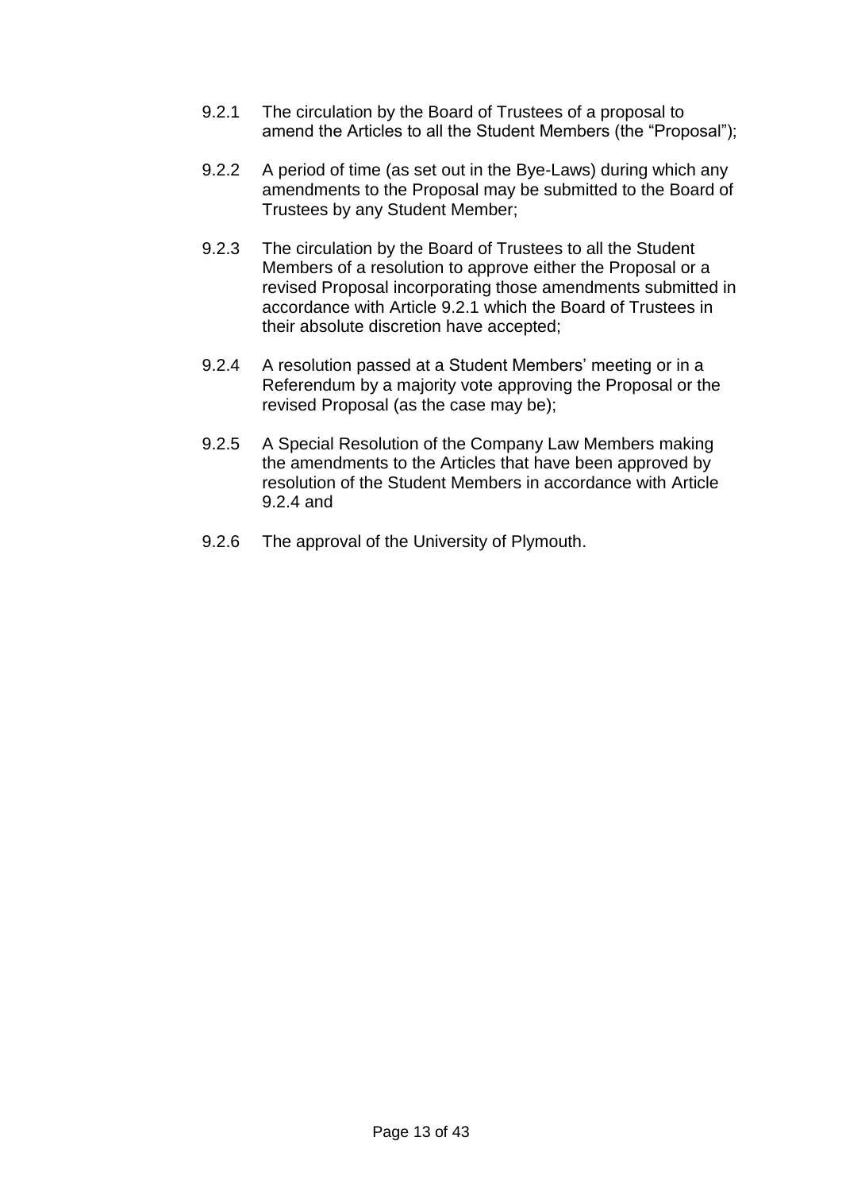9.2.1 The circulation by the Board of Trustees of a proposal to amend the Articles to all the Student Members (the "Proposal");

9.2.2 A period of time (as set out in the Bye-Laws) during which any amendments to the Proposal may be submitted to the Board of Trustees by any Student Member;

9.2.3 The circulation by the Board of Trustees to all the Student Members of a resolution to approve either the Proposal or a revised Proposal incorporating those amendments submitted in accordance with Article 9.2.1 which the Board of Trustees in their absolute discretion have accepted;

9.2.4 A resolution passed at a Student Members' meeting or in a Referendum by a majority vote approving the Proposal or the revised Proposal (as the case may be);

9.2.5 A Special Resolution of the Company Law Members making the amendments to the Articles that have been approved by resolution of the Student Members in accordance with Article 9.2.4 and

9.2.6 The approval of the University of Plymouth.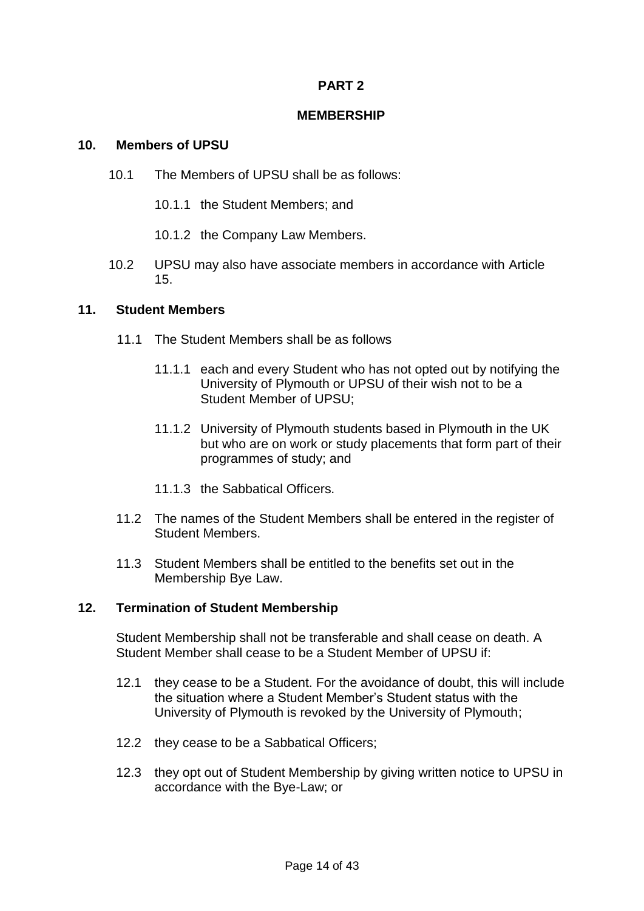# PART 2

## MEMBERSHIP

### 10. Members of UPSU

10.1 The Members of UPSU shall be as follows:

10.1.1 the Student Members; and

10.1.2 the Company Law Members.

10.2 UPSU may also have associate members in accordance with Article 15.

### 11. Student Members

11.1 The Student Members shall be as follows

11.1.1 each and every Student who has not opted out by notifying the University of Plymouth or UPSU of their wish not to be a Student Member of UPSU;

11.1.2 University of Plymouth students based in Plymouth in the UK but who are on work or study placements that form part of their programmes of study; and

11.1.3 the Sabbatical Officers.

11.2 The names of the Student Members shall be entered in the register of Student Members.

11.3 Student Members shall be entitled to the benefits set out in the Membership Bye Law.

### 12. Termination of Student Membership

Student Membership shall not be transferable and shall cease on death. A Student Member shall cease to be a Student Member of UPSU if:

12.1 they cease to be a Student. For the avoidance of doubt, this will include the situation where a Student Member's Student status with the University of Plymouth is revoked by the University of Plymouth;

12.2 they cease to be a Sabbatical Officers;

12.3 they opt out of Student Membership by giving written notice to UPSU in accordance with the Bye-Law; or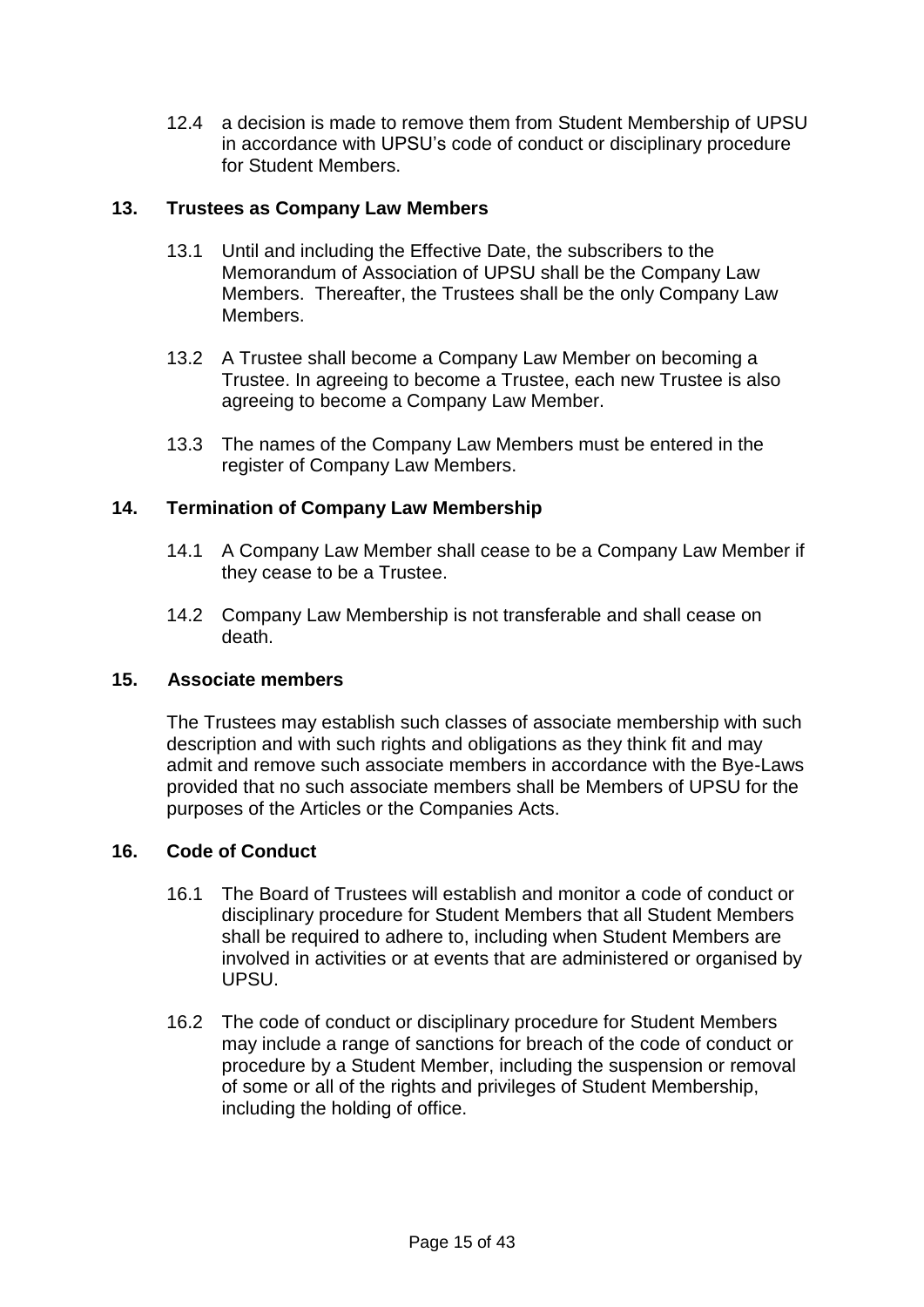12.4 a decision is made to remove them from Student Membership of UPSU in accordance with UPSU's code of conduct or disciplinary procedure for Student Members.

## 13. Trustees as Company Law Members

13.1 Until and including the Effective Date, the subscribers to the Memorandum of Association of UPSU shall be the Company Law Members. Thereafter, the Trustees shall be the only Company Law Members.

13.2 A Trustee shall become a Company Law Member on becoming a Trustee. In agreeing to become a Trustee, each new Trustee is also agreeing to become a Company Law Member.

13.3 The names of the Company Law Members must be entered in the register of Company Law Members.

## 14. Termination of Company Law Membership

14.1 A Company Law Member shall cease to be a Company Law Member if they cease to be a Trustee.

14.2 Company Law Membership is not transferable and shall cease on death.

## 15. Associate members

The Trustees may establish such classes of associate membership with such description and with such rights and obligations as they think fit and may admit and remove such associate members in accordance with the Bye-Laws provided that no such associate members shall be Members of UPSU for the purposes of the Articles or the Companies Acts.

## 16. Code of Conduct

16.1 The Board of Trustees will establish and monitor a code of conduct or disciplinary procedure for Student Members that all Student Members shall be required to adhere to, including when Student Members are involved in activities or at events that are administered or organised by UPSU.

16.2 The code of conduct or disciplinary procedure for Student Members may include a range of sanctions for breach of the code of conduct or procedure by a Student Member, including the suspension or removal of some or all of the rights and privileges of Student Membership, including the holding of office.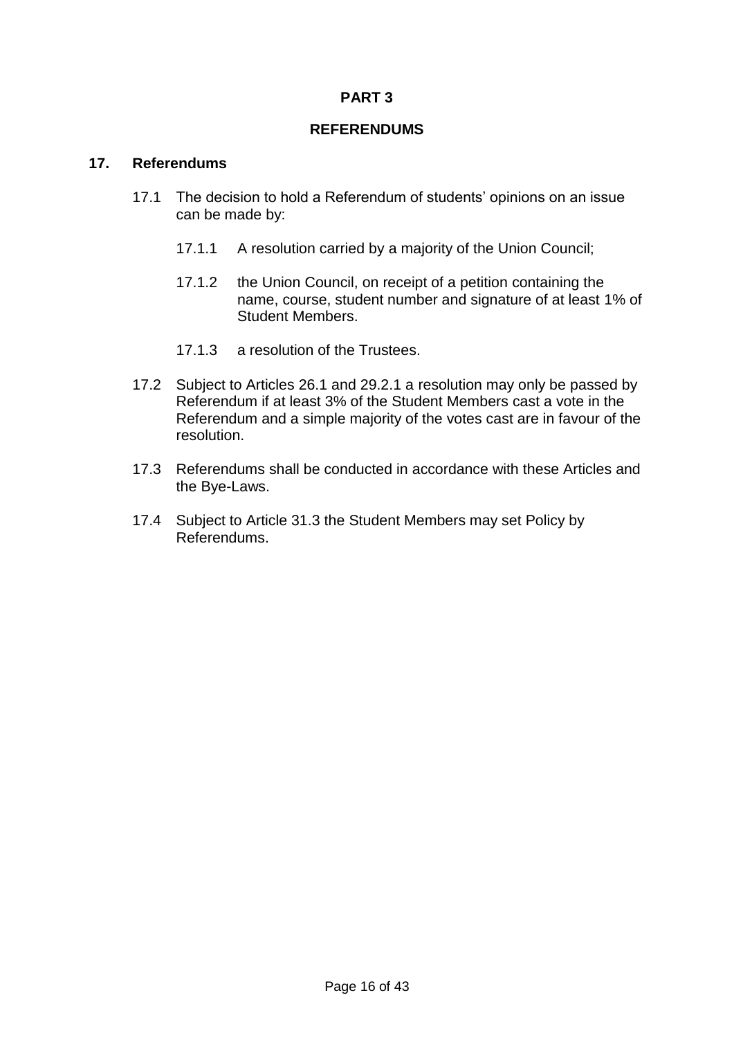# PART 3

## REFERENDUMS

### 17. Referendums

17.1 The decision to hold a Referendum of students' opinions on an issue can be made by:

- 17.1.1 A resolution carried by a majority of the Union Council;
- 17.1.2 the Union Council, on receipt of a petition containing the name, course, student number and signature of at least 1% of Student Members.
- 17.1.3 a resolution of the Trustees.

17.2 Subject to Articles 26.1 and 29.2.1 a resolution may only be passed by Referendum if at least 3% of the Student Members cast a vote in the Referendum and a simple majority of the votes cast are in favour of the resolution.

17.3 Referendums shall be conducted in accordance with these Articles and the Bye-Laws.

17.4 Subject to Article 31.3 the Student Members may set Policy by Referendums.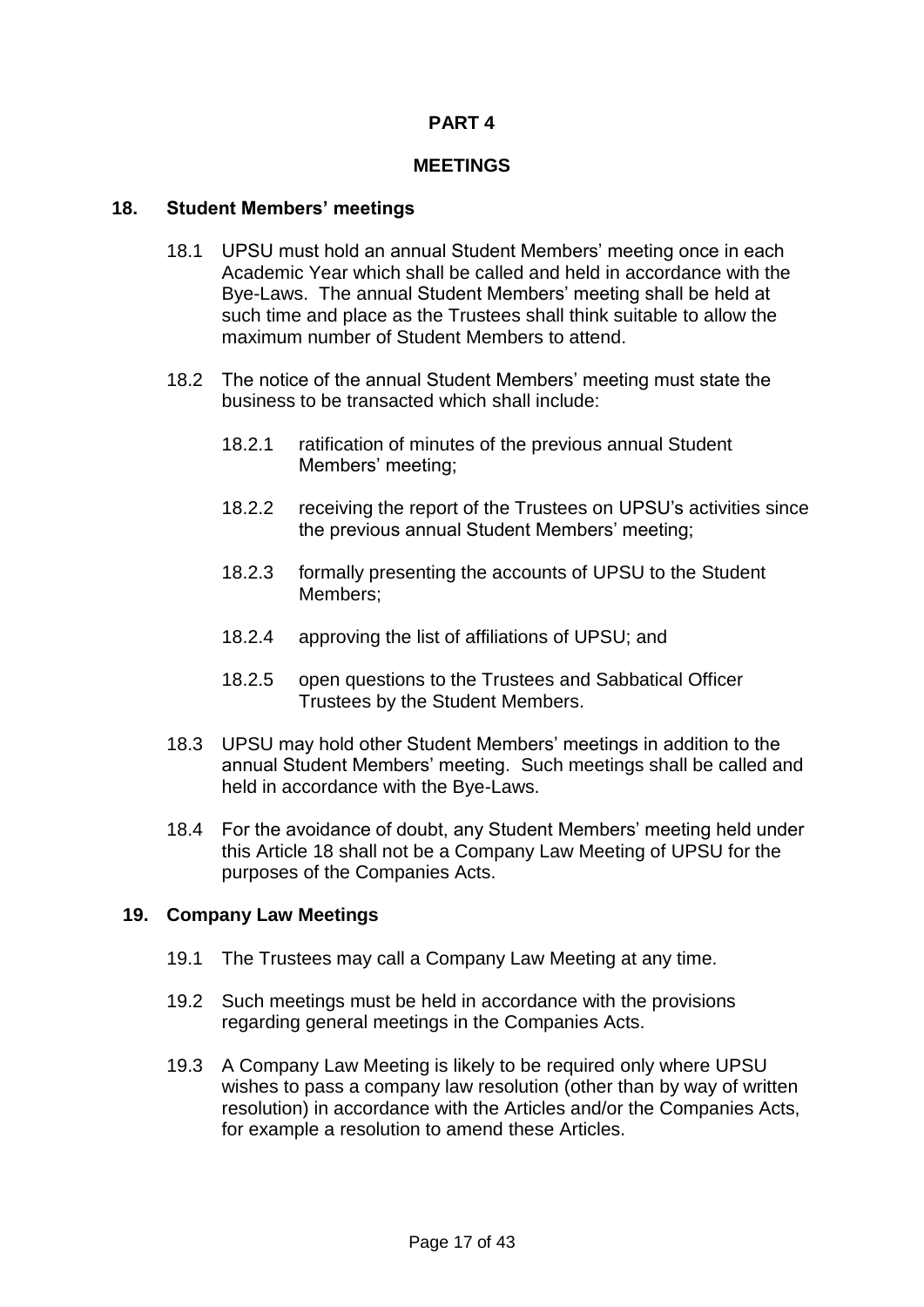# PART 4

## MEETINGS

### 18. Student Members' meetings

18.1 UPSU must hold an annual Student Members' meeting once in each Academic Year which shall be called and held in accordance with the Bye-Laws. The annual Student Members' meeting shall be held at such time and place as the Trustees shall think suitable to allow the maximum number of Student Members to attend.

18.2 The notice of the annual Student Members' meeting must state the business to be transacted which shall include:

18.2.1 ratification of minutes of the previous annual Student Members' meeting;

18.2.2 receiving the report of the Trustees on UPSU's activities since the previous annual Student Members' meeting;

18.2.3 formally presenting the accounts of UPSU to the Student Members;

18.2.4 approving the list of affiliations of UPSU; and

18.2.5 open questions to the Trustees and Sabbatical Officer Trustees by the Student Members.

18.3 UPSU may hold other Student Members' meetings in addition to the annual Student Members' meeting. Such meetings shall be called and held in accordance with the Bye-Laws.

18.4 For the avoidance of doubt, any Student Members' meeting held under this Article 18 shall not be a Company Law Meeting of UPSU for the purposes of the Companies Acts.

### 19. Company Law Meetings

19.1 The Trustees may call a Company Law Meeting at any time.

19.2 Such meetings must be held in accordance with the provisions regarding general meetings in the Companies Acts.

19.3 A Company Law Meeting is likely to be required only where UPSU wishes to pass a company law resolution (other than by way of written resolution) in accordance with the Articles and/or the Companies Acts, for example a resolution to amend these Articles.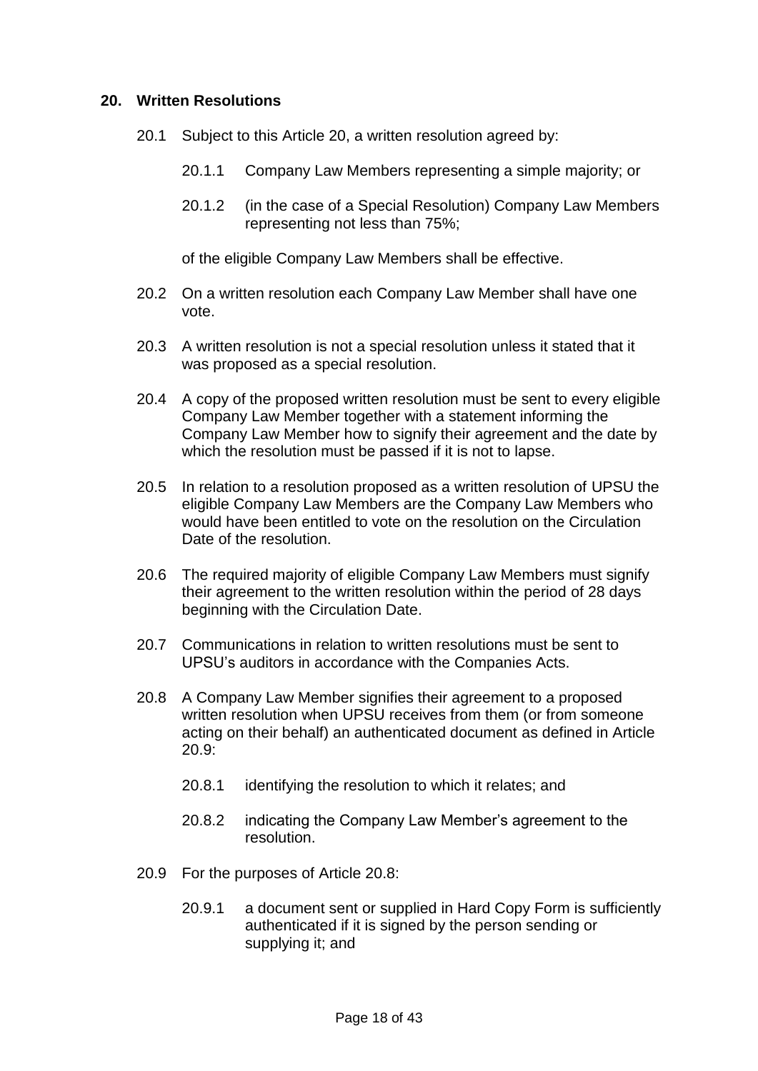## 20. Written Resolutions

20.1 Subject to this Article 20, a written resolution agreed by:

20.1.1 Company Law Members representing a simple majority; or

20.1.2 (in the case of a Special Resolution) Company Law Members representing not less than 75%;

of the eligible Company Law Members shall be effective.

20.2 On a written resolution each Company Law Member shall have one vote.

20.3 A written resolution is not a special resolution unless it stated that it was proposed as a special resolution.

20.4 A copy of the proposed written resolution must be sent to every eligible Company Law Member together with a statement informing the Company Law Member how to signify their agreement and the date by which the resolution must be passed if it is not to lapse.

20.5 In relation to a resolution proposed as a written resolution of UPSU the eligible Company Law Members are the Company Law Members who would have been entitled to vote on the resolution on the Circulation Date of the resolution.

20.6 The required majority of eligible Company Law Members must signify their agreement to the written resolution within the period of 28 days beginning with the Circulation Date.

20.7 Communications in relation to written resolutions must be sent to UPSU's auditors in accordance with the Companies Acts.

20.8 A Company Law Member signifies their agreement to a proposed written resolution when UPSU receives from them (or from someone acting on their behalf) an authenticated document as defined in Article 20.9:

20.8.1 identifying the resolution to which it relates; and

20.8.2 indicating the Company Law Member's agreement to the resolution.

20.9 For the purposes of Article 20.8:

20.9.1 a document sent or supplied in Hard Copy Form is sufficiently authenticated if it is signed by the person sending or supplying it; and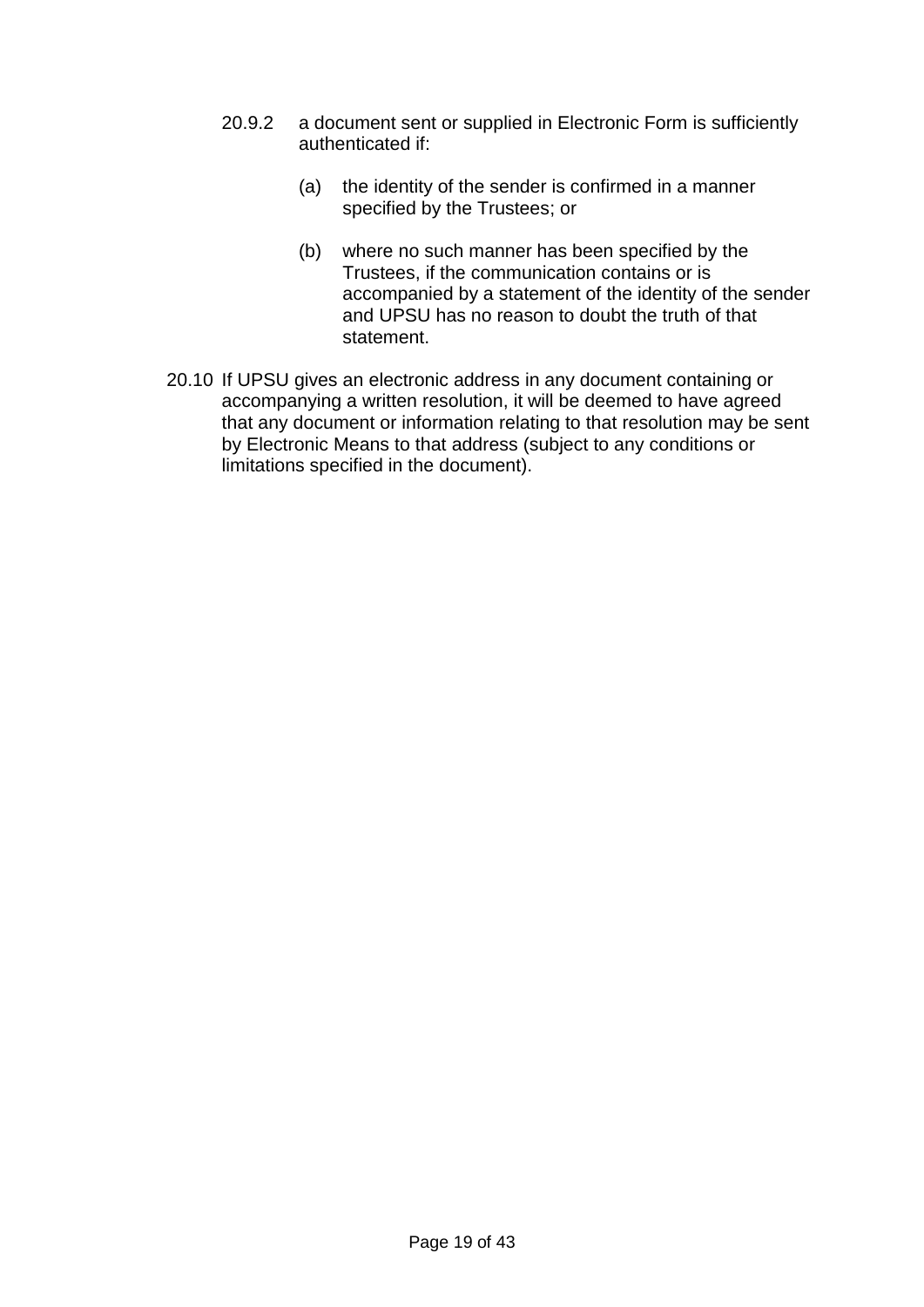20.9.2 a document sent or supplied in Electronic Form is sufficiently authenticated if:

(a) the identity of the sender is confirmed in a manner specified by the Trustees; or

(b) where no such manner has been specified by the Trustees, if the communication contains or is accompanied by a statement of the identity of the sender and UPSU has no reason to doubt the truth of that statement.

20.10 If UPSU gives an electronic address in any document containing or accompanying a written resolution, it will be deemed to have agreed that any document or information relating to that resolution may be sent by Electronic Means to that address (subject to any conditions or limitations specified in the document).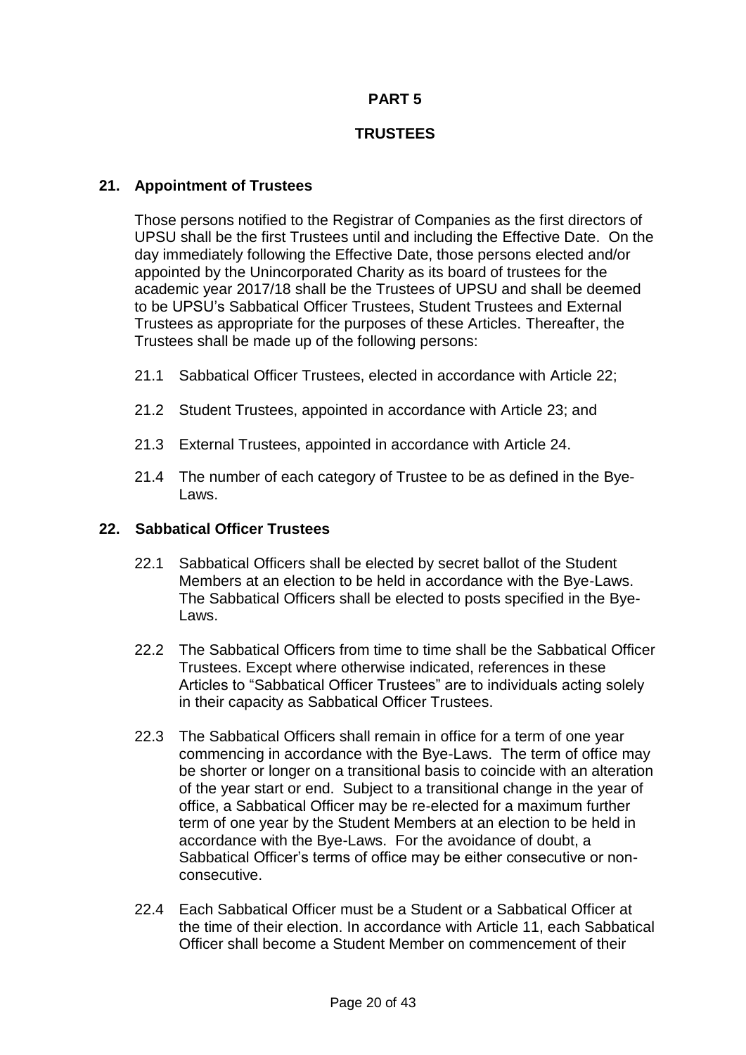# PART 5

# TRUSTEES

### 21. Appointment of Trustees

Those persons notified to the Registrar of Companies as the first directors of UPSU shall be the first Trustees until and including the Effective Date. On the day immediately following the Effective Date, those persons elected and/or appointed by the Unincorporated Charity as its board of trustees for the academic year 2017/18 shall be the Trustees of UPSU and shall be deemed to be UPSU's Sabbatical Officer Trustees, Student Trustees and External Trustees as appropriate for the purposes of these Articles. Thereafter, the Trustees shall be made up of the following persons:

21.1 Sabbatical Officer Trustees, elected in accordance with Article 22;

21.2 Student Trustees, appointed in accordance with Article 23; and

21.3 External Trustees, appointed in accordance with Article 24.

21.4 The number of each category of Trustee to be as defined in the Bye-Laws.

### 22. Sabbatical Officer Trustees

22.1 Sabbatical Officers shall be elected by secret ballot of the Student Members at an election to be held in accordance with the Bye-Laws. The Sabbatical Officers shall be elected to posts specified in the Bye-Laws.

22.2 The Sabbatical Officers from time to time shall be the Sabbatical Officer Trustees. Except where otherwise indicated, references in these Articles to "Sabbatical Officer Trustees" are to individuals acting solely in their capacity as Sabbatical Officer Trustees.

22.3 The Sabbatical Officers shall remain in office for a term of one year commencing in accordance with the Bye-Laws. The term of office may be shorter or longer on a transitional basis to coincide with an alteration of the year start or end. Subject to a transitional change in the year of office, a Sabbatical Officer may be re-elected for a maximum further term of one year by the Student Members at an election to be held in accordance with the Bye-Laws. For the avoidance of doubt, a Sabbatical Officer's terms of office may be either consecutive or non-consecutive.

22.4 Each Sabbatical Officer must be a Student or a Sabbatical Officer at the time of their election. In accordance with Article 11, each Sabbatical Officer shall become a Student Member on commencement of their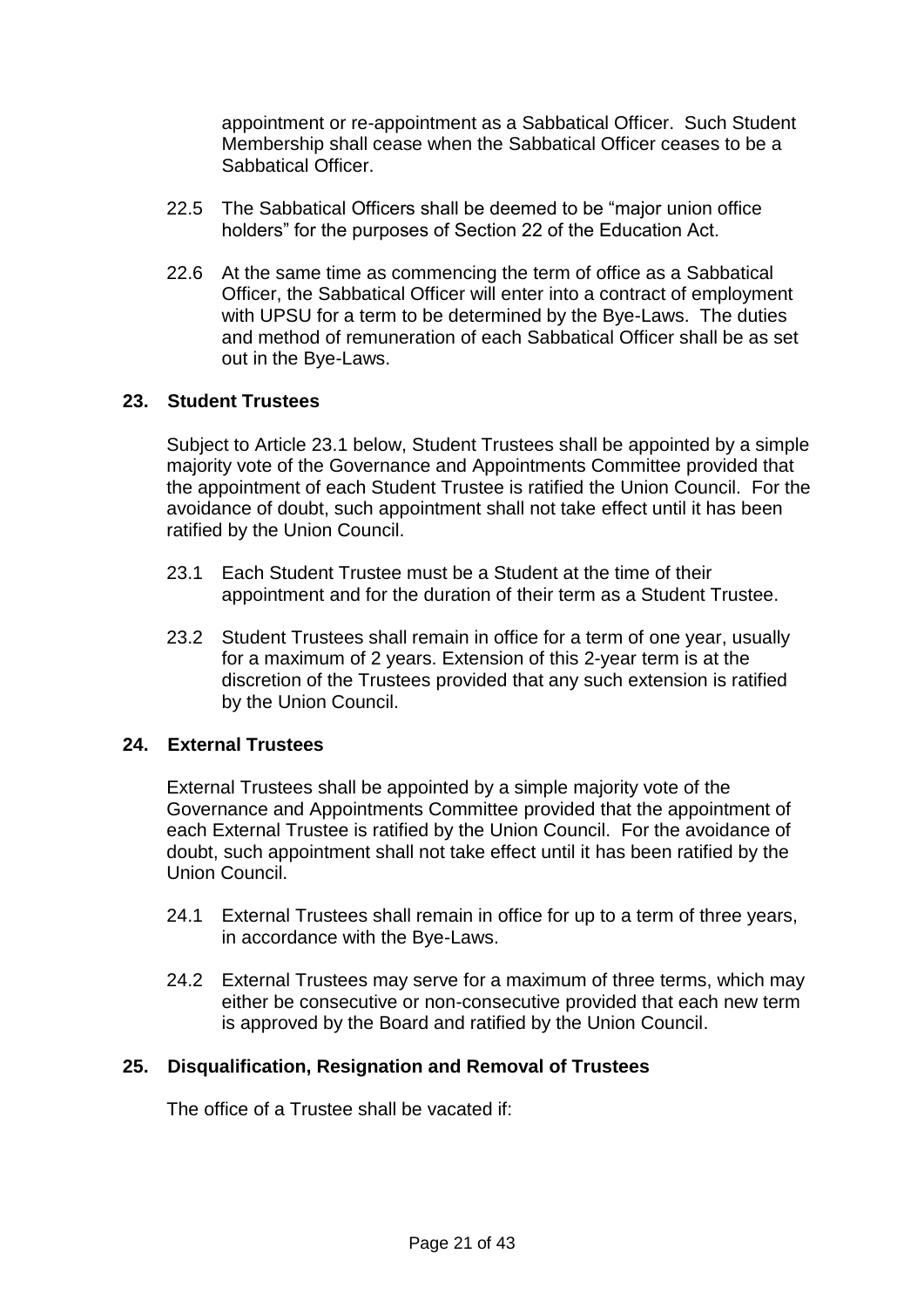appointment or re-appointment as a Sabbatical Officer. Such Student Membership shall cease when the Sabbatical Officer ceases to be a Sabbatical Officer.

22.5 The Sabbatical Officers shall be deemed to be "major union office holders" for the purposes of Section 22 of the Education Act.

22.6 At the same time as commencing the term of office as a Sabbatical Officer, the Sabbatical Officer will enter into a contract of employment with UPSU for a term to be determined by the Bye-Laws. The duties and method of remuneration of each Sabbatical Officer shall be as set out in the Bye-Laws.

## 23. Student Trustees

Subject to Article 23.1 below, Student Trustees shall be appointed by a simple majority vote of the Governance and Appointments Committee provided that the appointment of each Student Trustee is ratified the Union Council. For the avoidance of doubt, such appointment shall not take effect until it has been ratified by the Union Council.

23.1 Each Student Trustee must be a Student at the time of their appointment and for the duration of their term as a Student Trustee.

23.2 Student Trustees shall remain in office for a term of one year, usually for a maximum of 2 years. Extension of this 2-year term is at the discretion of the Trustees provided that any such extension is ratified by the Union Council.

## 24. External Trustees

External Trustees shall be appointed by a simple majority vote of the Governance and Appointments Committee provided that the appointment of each External Trustee is ratified by the Union Council. For the avoidance of doubt, such appointment shall not take effect until it has been ratified by the Union Council.

24.1 External Trustees shall remain in office for up to a term of three years, in accordance with the Bye-Laws.

24.2 External Trustees may serve for a maximum of three terms, which may either be consecutive or non-consecutive provided that each new term is approved by the Board and ratified by the Union Council.

## 25. Disqualification, Resignation and Removal of Trustees

The office of a Trustee shall be vacated if: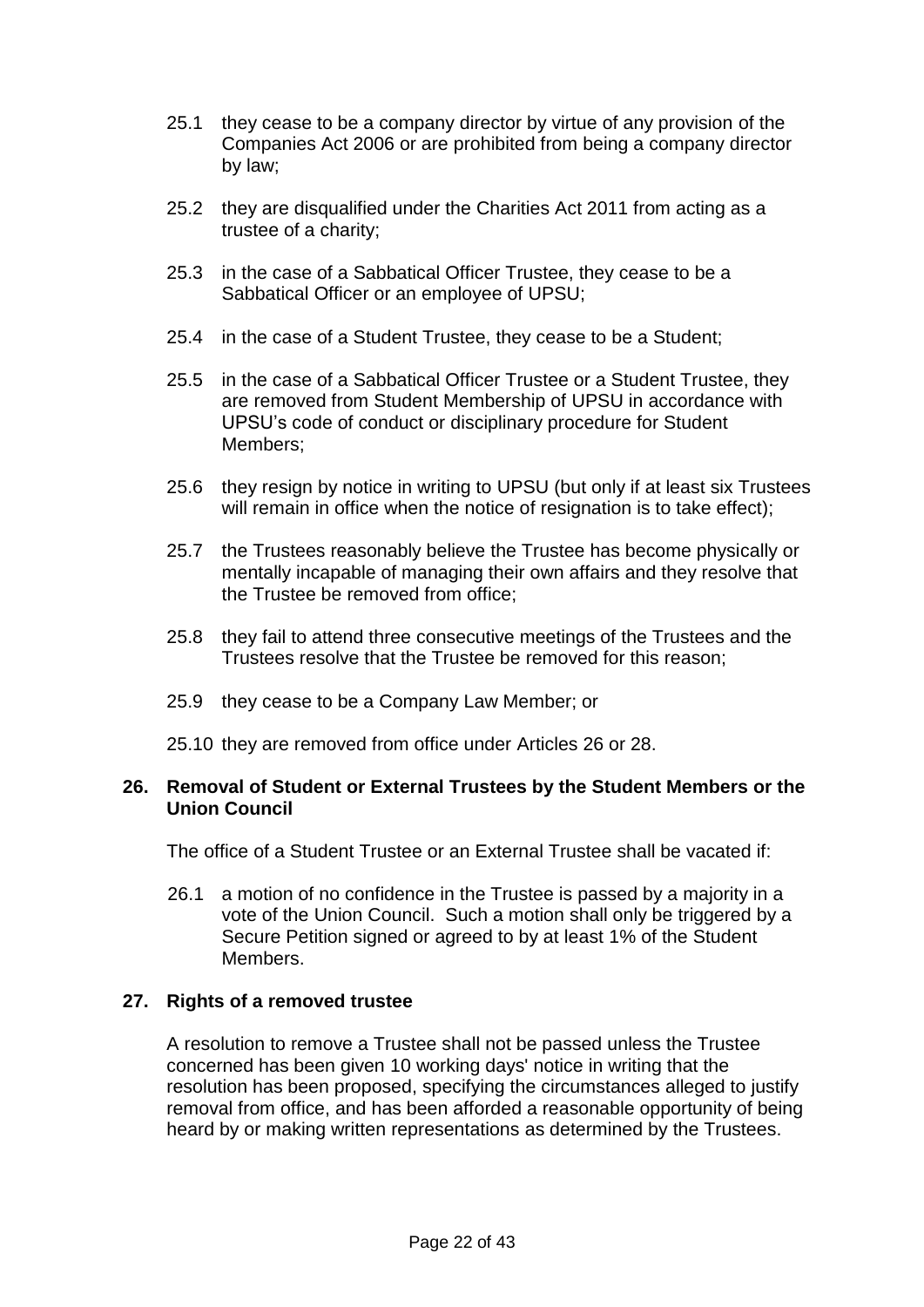25.1 they cease to be a company director by virtue of any provision of the Companies Act 2006 or are prohibited from being a company director by law;

25.2 they are disqualified under the Charities Act 2011 from acting as a trustee of a charity;

25.3 in the case of a Sabbatical Officer Trustee, they cease to be a Sabbatical Officer or an employee of UPSU;

25.4 in the case of a Student Trustee, they cease to be a Student;

25.5 in the case of a Sabbatical Officer Trustee or a Student Trustee, they are removed from Student Membership of UPSU in accordance with UPSU's code of conduct or disciplinary procedure for Student Members;

25.6 they resign by notice in writing to UPSU (but only if at least six Trustees will remain in office when the notice of resignation is to take effect);

25.7 the Trustees reasonably believe the Trustee has become physically or mentally incapable of managing their own affairs and they resolve that the Trustee be removed from office;

25.8 they fail to attend three consecutive meetings of the Trustees and the Trustees resolve that the Trustee be removed for this reason;

25.9 they cease to be a Company Law Member; or

25.10 they are removed from office under Articles 26 or 28.

## 26. Removal of Student or External Trustees by the Student Members or the Union Council

The office of a Student Trustee or an External Trustee shall be vacated if:

26.1 a motion of no confidence in the Trustee is passed by a majority in a vote of the Union Council. Such a motion shall only be triggered by a Secure Petition signed or agreed to by at least 1% of the Student Members.

## 27. Rights of a removed trustee

A resolution to remove a Trustee shall not be passed unless the Trustee concerned has been given 10 working days' notice in writing that the resolution has been proposed, specifying the circumstances alleged to justify removal from office, and has been afforded a reasonable opportunity of being heard by or making written representations as determined by the Trustees.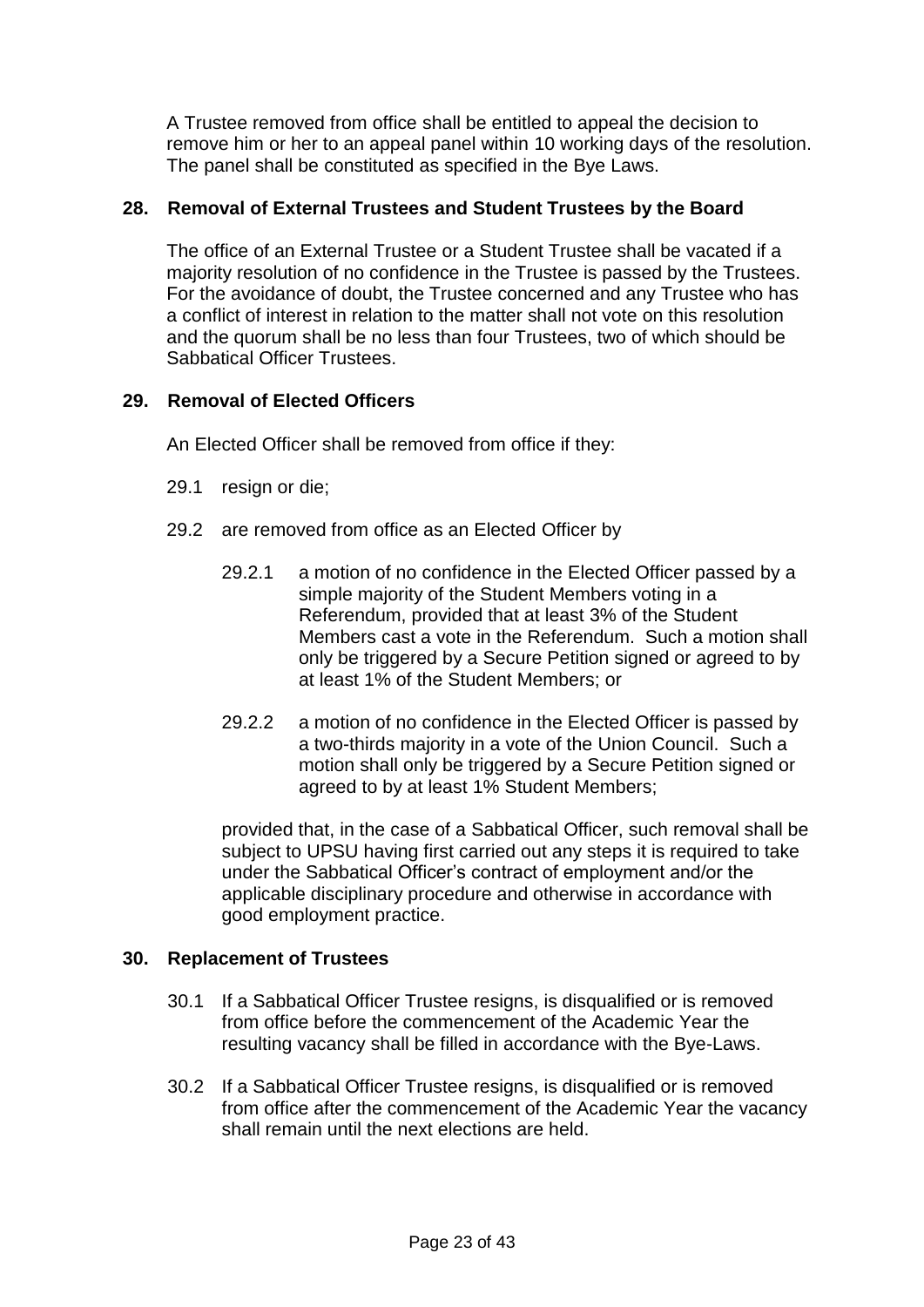A Trustee removed from office shall be entitled to appeal the decision to remove him or her to an appeal panel within 10 working days of the resolution. The panel shall be constituted as specified in the Bye Laws.

## 28. Removal of External Trustees and Student Trustees by the Board

The office of an External Trustee or a Student Trustee shall be vacated if a majority resolution of no confidence in the Trustee is passed by the Trustees. For the avoidance of doubt, the Trustee concerned and any Trustee who has a conflict of interest in relation to the matter shall not vote on this resolution and the quorum shall be no less than four Trustees, two of which should be Sabbatical Officer Trustees.

## 29. Removal of Elected Officers

An Elected Officer shall be removed from office if they:

29.1 resign or die;

29.2 are removed from office as an Elected Officer by

- 29.2.1 a motion of no confidence in the Elected Officer passed by a simple majority of the Student Members voting in a Referendum, provided that at least 3% of the Student Members cast a vote in the Referendum. Such a motion shall only be triggered by a Secure Petition signed or agreed to by at least 1% of the Student Members; or

- 29.2.2 a motion of no confidence in the Elected Officer is passed by a two-thirds majority in a vote of the Union Council. Such a motion shall only be triggered by a Secure Petition signed or agreed to by at least 1% Student Members;

provided that, in the case of a Sabbatical Officer, such removal shall be subject to UPSU having first carried out any steps it is required to take under the Sabbatical Officer's contract of employment and/or the applicable disciplinary procedure and otherwise in accordance with good employment practice.

## 30. Replacement of Trustees

30.1 If a Sabbatical Officer Trustee resigns, is disqualified or is removed from office before the commencement of the Academic Year the resulting vacancy shall be filled in accordance with the Bye-Laws.

30.2 If a Sabbatical Officer Trustee resigns, is disqualified or is removed from office after the commencement of the Academic Year the vacancy shall remain until the next elections are held.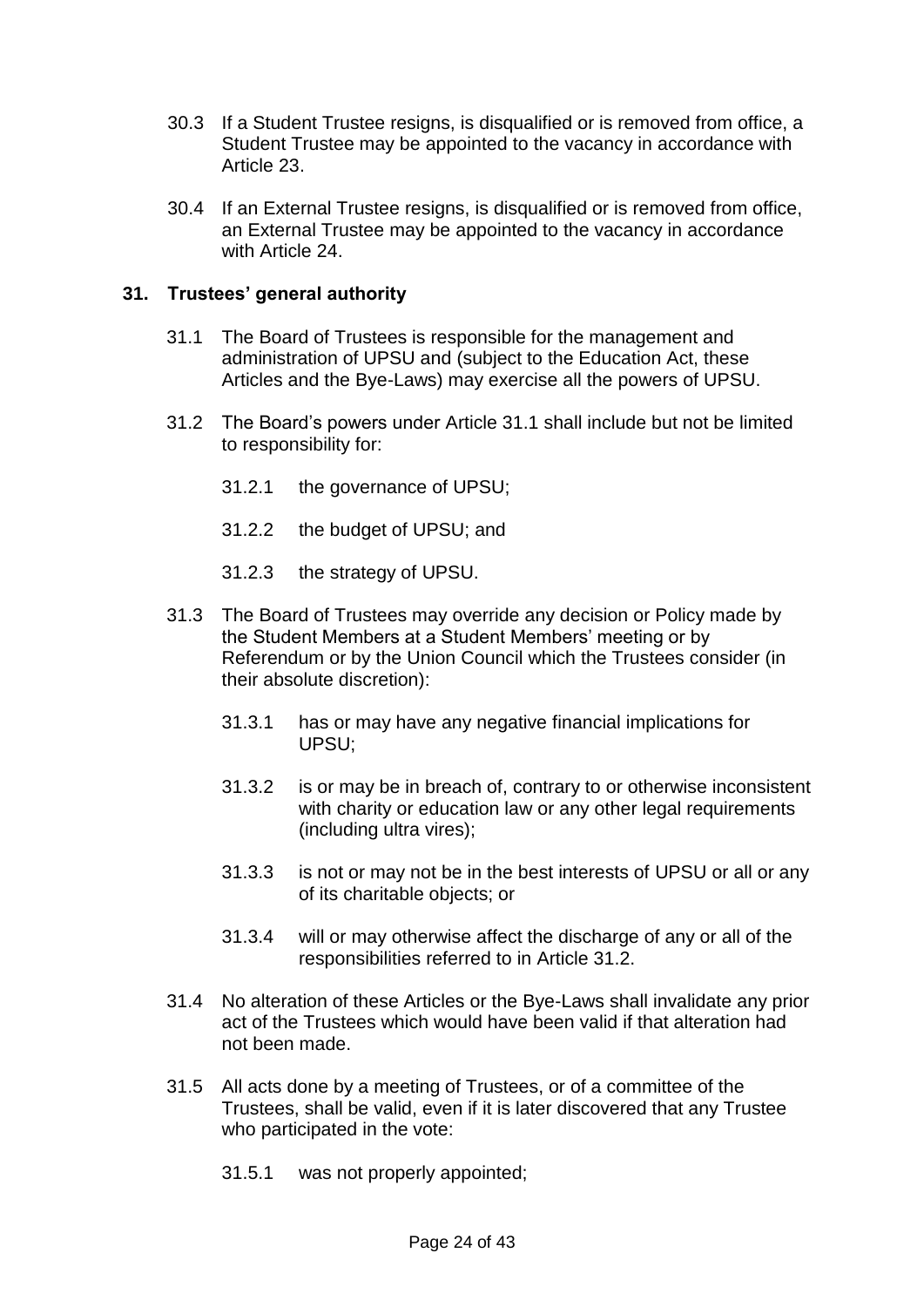30.3 If a Student Trustee resigns, is disqualified or is removed from office, a Student Trustee may be appointed to the vacancy in accordance with Article 23.

30.4 If an External Trustee resigns, is disqualified or is removed from office, an External Trustee may be appointed to the vacancy in accordance with Article 24.

## 31. Trustees' general authority

31.1 The Board of Trustees is responsible for the management and administration of UPSU and (subject to the Education Act, these Articles and the Bye-Laws) may exercise all the powers of UPSU.

31.2 The Board's powers under Article 31.1 shall include but not be limited to responsibility for:

31.2.1 the governance of UPSU;

31.2.2 the budget of UPSU; and

31.2.3 the strategy of UPSU.

31.3 The Board of Trustees may override any decision or Policy made by the Student Members at a Student Members' meeting or by Referendum or by the Union Council which the Trustees consider (in their absolute discretion):

31.3.1 has or may have any negative financial implications for UPSU;

31.3.2 is or may be in breach of, contrary to or otherwise inconsistent with charity or education law or any other legal requirements (including ultra vires);

31.3.3 is not or may not be in the best interests of UPSU or all or any of its charitable objects; or

31.3.4 will or may otherwise affect the discharge of any or all of the responsibilities referred to in Article 31.2.

31.4 No alteration of these Articles or the Bye-Laws shall invalidate any prior act of the Trustees which would have been valid if that alteration had not been made.

31.5 All acts done by a meeting of Trustees, or of a committee of the Trustees, shall be valid, even if it is later discovered that any Trustee who participated in the vote:

31.5.1 was not properly appointed;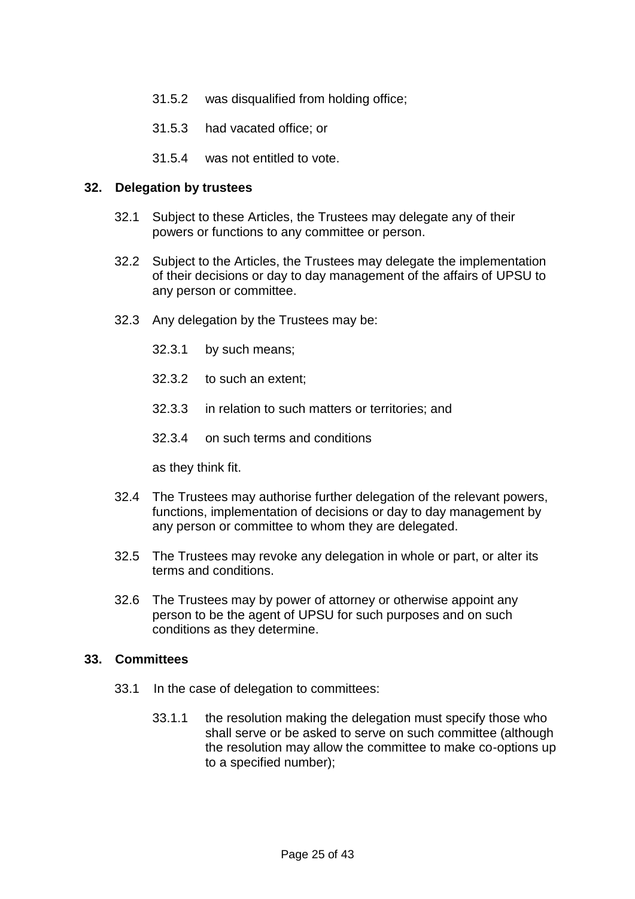31.5.2 was disqualified from holding office;

31.5.3 had vacated office; or

31.5.4 was not entitled to vote.

## 32. Delegation by trustees

32.1 Subject to these Articles, the Trustees may delegate any of their powers or functions to any committee or person.

32.2 Subject to the Articles, the Trustees may delegate the implementation of their decisions or day to day management of the affairs of UPSU to any person or committee.

32.3 Any delegation by the Trustees may be:

32.3.1 by such means;

32.3.2 to such an extent;

32.3.3 in relation to such matters or territories; and

32.3.4 on such terms and conditions

as they think fit.

32.4 The Trustees may authorise further delegation of the relevant powers, functions, implementation of decisions or day to day management by any person or committee to whom they are delegated.

32.5 The Trustees may revoke any delegation in whole or part, or alter its terms and conditions.

32.6 The Trustees may by power of attorney or otherwise appoint any person to be the agent of UPSU for such purposes and on such conditions as they determine.

## 33. Committees

33.1 In the case of delegation to committees:

33.1.1 the resolution making the delegation must specify those who shall serve or be asked to serve on such committee (although the resolution may allow the committee to make co-options up to a specified number);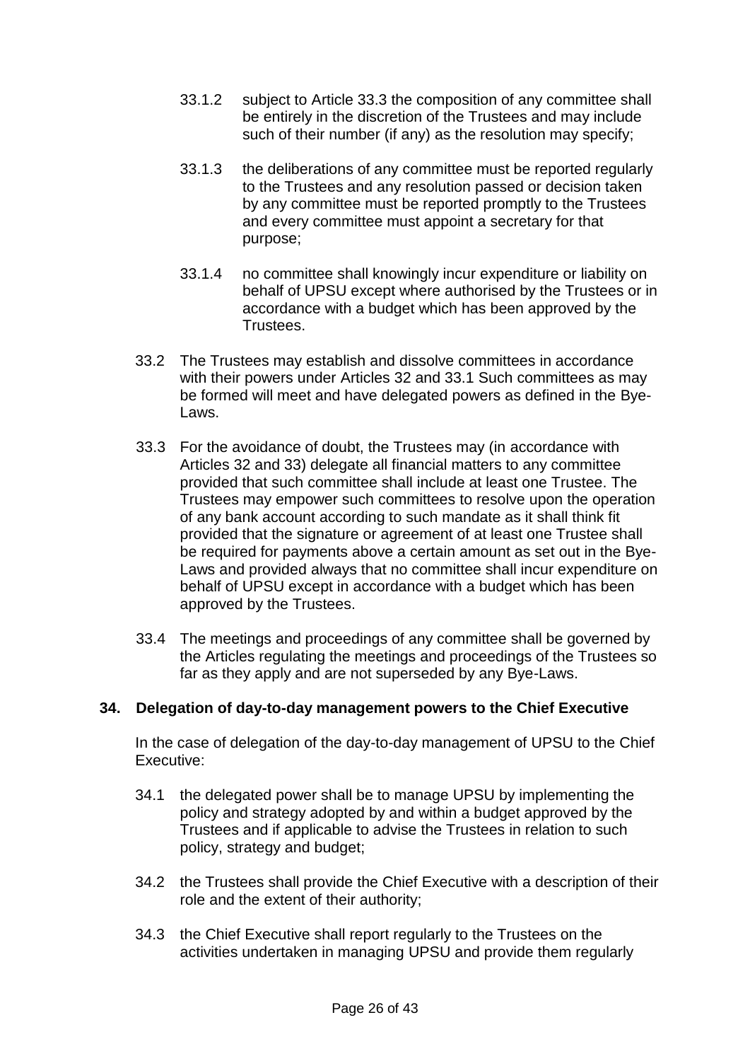33.1.2 subject to Article 33.3 the composition of any committee shall be entirely in the discretion of the Trustees and may include such of their number (if any) as the resolution may specify;

33.1.3 the deliberations of any committee must be reported regularly to the Trustees and any resolution passed or decision taken by any committee must be reported promptly to the Trustees and every committee must appoint a secretary for that purpose;

33.1.4 no committee shall knowingly incur expenditure or liability on behalf of UPSU except where authorised by the Trustees or in accordance with a budget which has been approved by the Trustees.

33.2 The Trustees may establish and dissolve committees in accordance with their powers under Articles 32 and 33.1 Such committees as may be formed will meet and have delegated powers as defined in the Bye-Laws.

33.3 For the avoidance of doubt, the Trustees may (in accordance with Articles 32 and 33) delegate all financial matters to any committee provided that such committee shall include at least one Trustee. The Trustees may empower such committees to resolve upon the operation of any bank account according to such mandate as it shall think fit provided that the signature or agreement of at least one Trustee shall be required for payments above a certain amount as set out in the Bye-Laws and provided always that no committee shall incur expenditure on behalf of UPSU except in accordance with a budget which has been approved by the Trustees.

33.4 The meetings and proceedings of any committee shall be governed by the Articles regulating the meetings and proceedings of the Trustees so far as they apply and are not superseded by any Bye-Laws.

## 34. Delegation of day-to-day management powers to the Chief Executive

In the case of delegation of the day-to-day management of UPSU to the Chief Executive:

34.1 the delegated power shall be to manage UPSU by implementing the policy and strategy adopted by and within a budget approved by the Trustees and if applicable to advise the Trustees in relation to such policy, strategy and budget;

34.2 the Trustees shall provide the Chief Executive with a description of their role and the extent of their authority;

34.3 the Chief Executive shall report regularly to the Trustees on the activities undertaken in managing UPSU and provide them regularly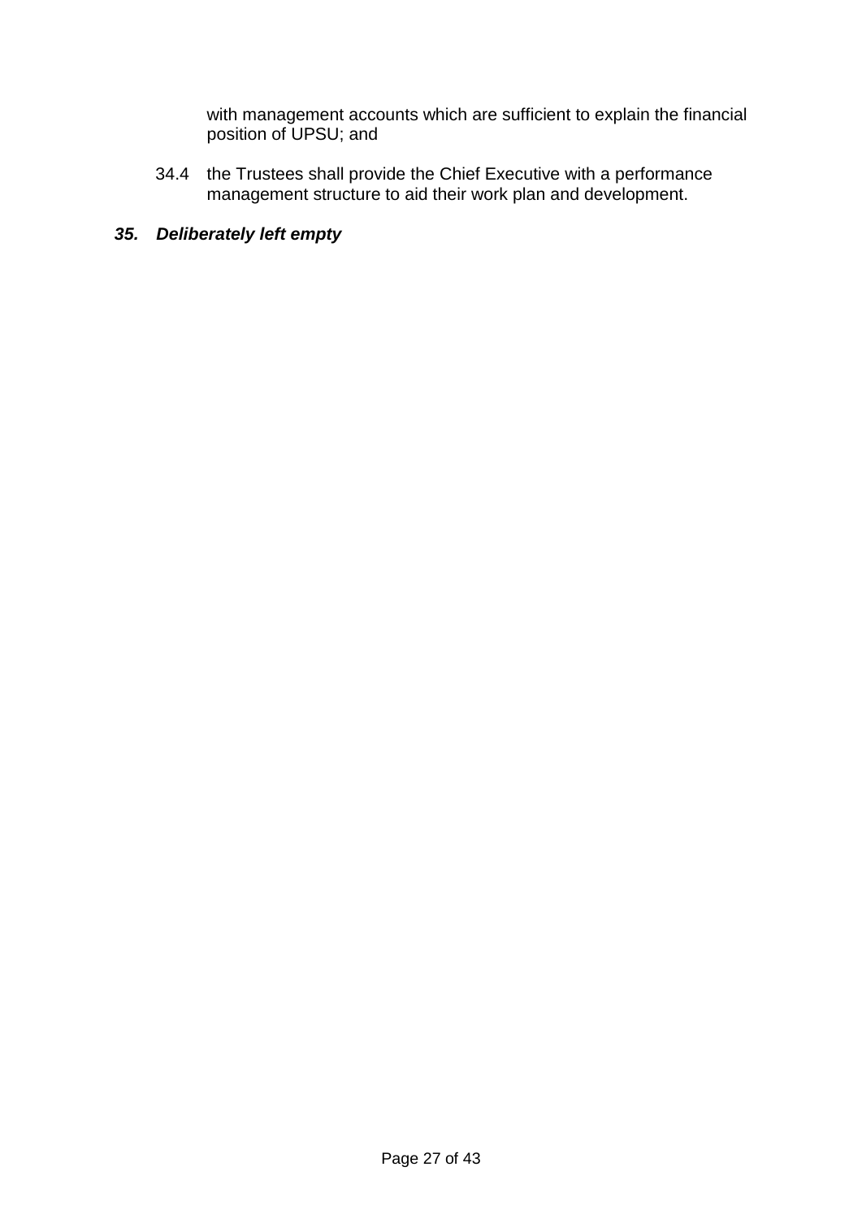with management accounts which are sufficient to explain the financial position of UPSU; and

34.4 the Trustees shall provide the Chief Executive with a performance management structure to aid their work plan and development.

***35. Deliberately left empty***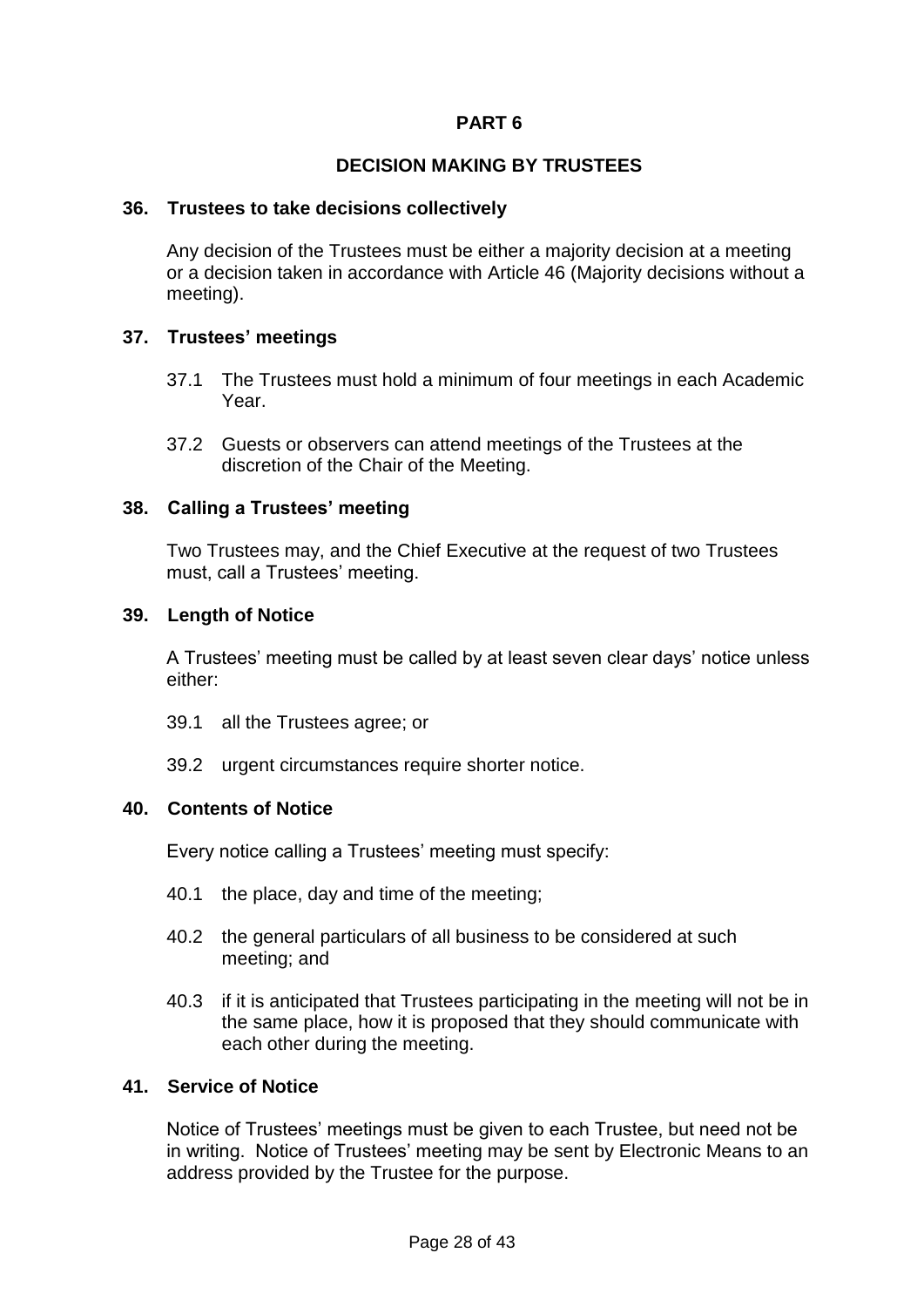# PART 6

## DECISION MAKING BY TRUSTEES

### 36. Trustees to take decisions collectively

Any decision of the Trustees must be either a majority decision at a meeting or a decision taken in accordance with Article 46 (Majority decisions without a meeting).

### 37. Trustees' meetings

37.1 The Trustees must hold a minimum of four meetings in each Academic Year.

37.2 Guests or observers can attend meetings of the Trustees at the discretion of the Chair of the Meeting.

### 38. Calling a Trustees' meeting

Two Trustees may, and the Chief Executive at the request of two Trustees must, call a Trustees' meeting.

### 39. Length of Notice

A Trustees' meeting must be called by at least seven clear days' notice unless either:

39.1 all the Trustees agree; or

39.2 urgent circumstances require shorter notice.

### 40. Contents of Notice

Every notice calling a Trustees' meeting must specify:

40.1 the place, day and time of the meeting;

40.2 the general particulars of all business to be considered at such meeting; and

40.3 if it is anticipated that Trustees participating in the meeting will not be in the same place, how it is proposed that they should communicate with each other during the meeting.

### 41. Service of Notice

Notice of Trustees' meetings must be given to each Trustee, but need not be in writing. Notice of Trustees' meeting may be sent by Electronic Means to an address provided by the Trustee for the purpose.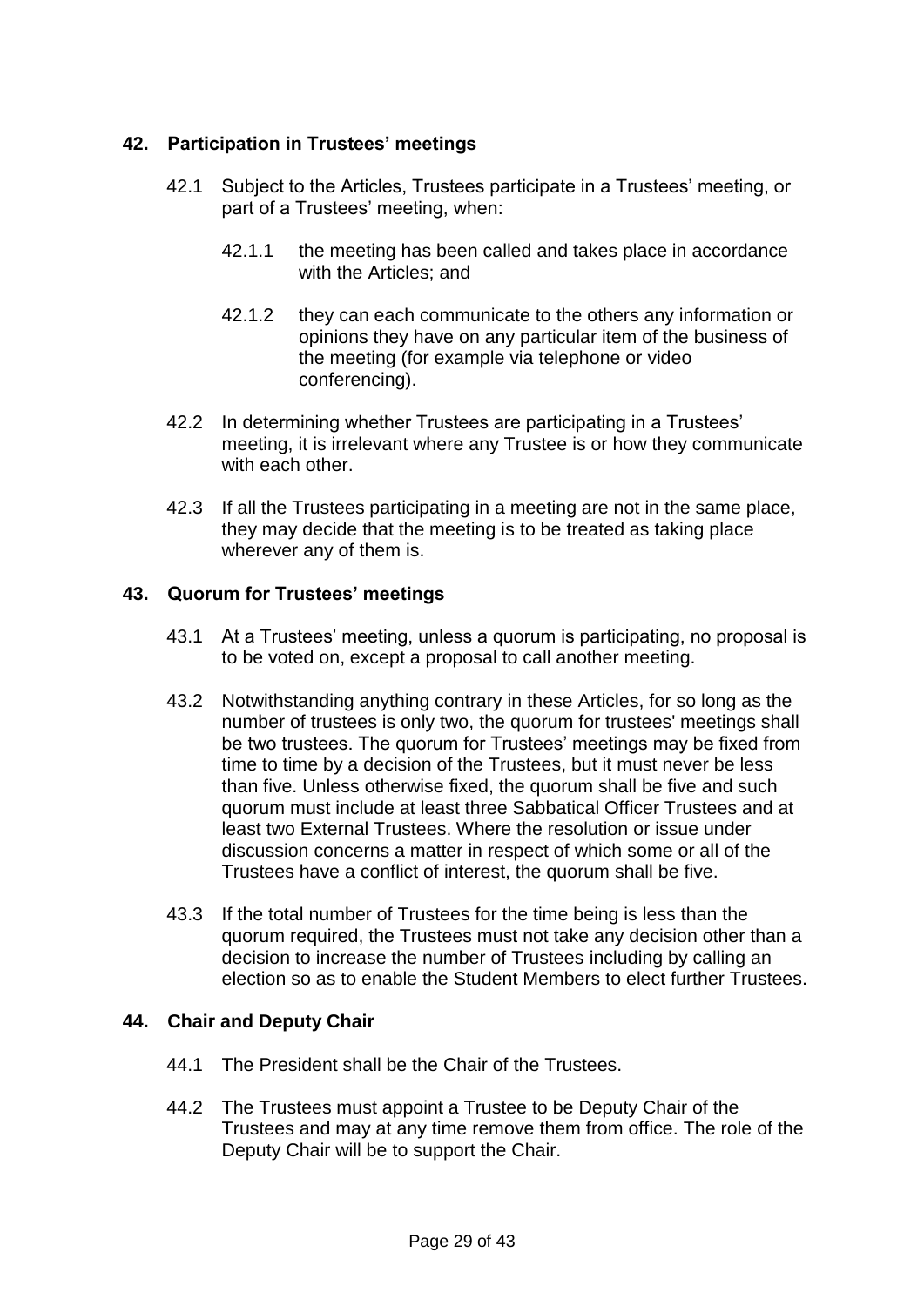## 42. Participation in Trustees' meetings

42.1 Subject to the Articles, Trustees participate in a Trustees' meeting, or part of a Trustees' meeting, when:

42.1.1 the meeting has been called and takes place in accordance with the Articles; and

42.1.2 they can each communicate to the others any information or opinions they have on any particular item of the business of the meeting (for example via telephone or video conferencing).

42.2 In determining whether Trustees are participating in a Trustees' meeting, it is irrelevant where any Trustee is or how they communicate with each other.

42.3 If all the Trustees participating in a meeting are not in the same place, they may decide that the meeting is to be treated as taking place wherever any of them is.

## 43. Quorum for Trustees' meetings

43.1 At a Trustees' meeting, unless a quorum is participating, no proposal is to be voted on, except a proposal to call another meeting.

43.2 Notwithstanding anything contrary in these Articles, for so long as the number of trustees is only two, the quorum for trustees' meetings shall be two trustees. The quorum for Trustees' meetings may be fixed from time to time by a decision of the Trustees, but it must never be less than five. Unless otherwise fixed, the quorum shall be five and such quorum must include at least three Sabbatical Officer Trustees and at least two External Trustees. Where the resolution or issue under discussion concerns a matter in respect of which some or all of the Trustees have a conflict of interest, the quorum shall be five.

43.3 If the total number of Trustees for the time being is less than the quorum required, the Trustees must not take any decision other than a decision to increase the number of Trustees including by calling an election so as to enable the Student Members to elect further Trustees.

## 44. Chair and Deputy Chair

44.1 The President shall be the Chair of the Trustees.

44.2 The Trustees must appoint a Trustee to be Deputy Chair of the Trustees and may at any time remove them from office. The role of the Deputy Chair will be to support the Chair.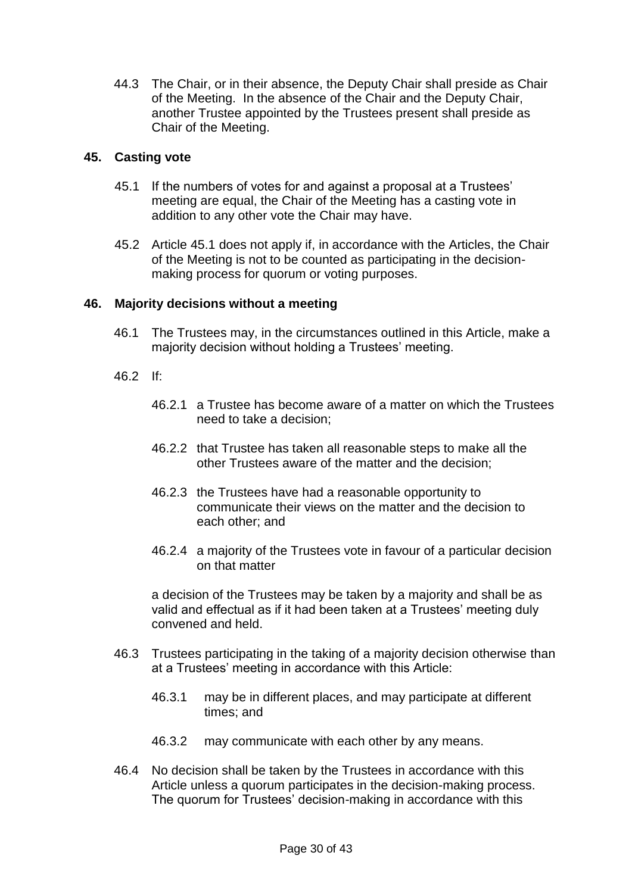44.3 The Chair, or in their absence, the Deputy Chair shall preside as Chair of the Meeting. In the absence of the Chair and the Deputy Chair, another Trustee appointed by the Trustees present shall preside as Chair of the Meeting.

## 45. Casting vote

45.1 If the numbers of votes for and against a proposal at a Trustees' meeting are equal, the Chair of the Meeting has a casting vote in addition to any other vote the Chair may have.

45.2 Article 45.1 does not apply if, in accordance with the Articles, the Chair of the Meeting is not to be counted as participating in the decision-making process for quorum or voting purposes.

## 46. Majority decisions without a meeting

46.1 The Trustees may, in the circumstances outlined in this Article, make a majority decision without holding a Trustees' meeting.

46.2 If:

46.2.1 a Trustee has become aware of a matter on which the Trustees need to take a decision;

46.2.2 that Trustee has taken all reasonable steps to make all the other Trustees aware of the matter and the decision;

46.2.3 the Trustees have had a reasonable opportunity to communicate their views on the matter and the decision to each other; and

46.2.4 a majority of the Trustees vote in favour of a particular decision on that matter

a decision of the Trustees may be taken by a majority and shall be as valid and effectual as if it had been taken at a Trustees' meeting duly convened and held.

46.3 Trustees participating in the taking of a majority decision otherwise than at a Trustees' meeting in accordance with this Article:

46.3.1 may be in different places, and may participate at different times; and

46.3.2 may communicate with each other by any means.

46.4 No decision shall be taken by the Trustees in accordance with this Article unless a quorum participates in the decision-making process. The quorum for Trustees' decision-making in accordance with this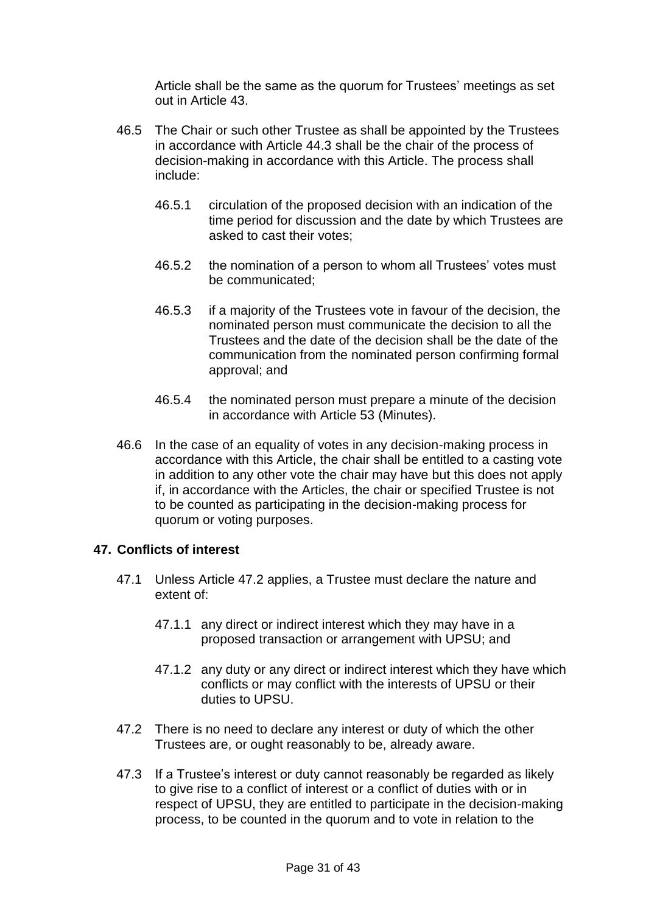Article shall be the same as the quorum for Trustees' meetings as set out in Article 43.

46.5 The Chair or such other Trustee as shall be appointed by the Trustees in accordance with Article 44.3 shall be the chair of the process of decision-making in accordance with this Article. The process shall include:

46.5.1 circulation of the proposed decision with an indication of the time period for discussion and the date by which Trustees are asked to cast their votes;

46.5.2 the nomination of a person to whom all Trustees' votes must be communicated;

46.5.3 if a majority of the Trustees vote in favour of the decision, the nominated person must communicate the decision to all the Trustees and the date of the decision shall be the date of the communication from the nominated person confirming formal approval; and

46.5.4 the nominated person must prepare a minute of the decision in accordance with Article 53 (Minutes).

46.6 In the case of an equality of votes in any decision-making process in accordance with this Article, the chair shall be entitled to a casting vote in addition to any other vote the chair may have but this does not apply if, in accordance with the Articles, the chair or specified Trustee is not to be counted as participating in the decision-making process for quorum or voting purposes.

## 47. Conflicts of interest

47.1 Unless Article 47.2 applies, a Trustee must declare the nature and extent of:

47.1.1 any direct or indirect interest which they may have in a proposed transaction or arrangement with UPSU; and

47.1.2 any duty or any direct or indirect interest which they have which conflicts or may conflict with the interests of UPSU or their duties to UPSU.

47.2 There is no need to declare any interest or duty of which the other Trustees are, or ought reasonably to be, already aware.

47.3 If a Trustee's interest or duty cannot reasonably be regarded as likely to give rise to a conflict of interest or a conflict of duties with or in respect of UPSU, they are entitled to participate in the decision-making process, to be counted in the quorum and to vote in relation to the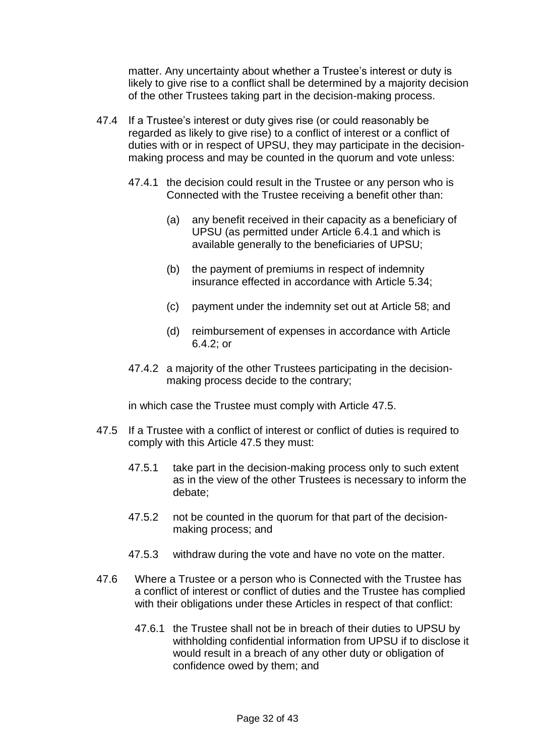matter. Any uncertainty about whether a Trustee's interest or duty is likely to give rise to a conflict shall be determined by a majority decision of the other Trustees taking part in the decision-making process.

47.4 If a Trustee's interest or duty gives rise (or could reasonably be regarded as likely to give rise) to a conflict of interest or a conflict of duties with or in respect of UPSU, they may participate in the decision-making process and may be counted in the quorum and vote unless:

47.4.1 the decision could result in the Trustee or any person who is Connected with the Trustee receiving a benefit other than:

(a) any benefit received in their capacity as a beneficiary of UPSU (as permitted under Article 6.4.1 and which is available generally to the beneficiaries of UPSU;

(b) the payment of premiums in respect of indemnity insurance effected in accordance with Article 5.34;

(c) payment under the indemnity set out at Article 58; and

(d) reimbursement of expenses in accordance with Article 6.4.2; or

47.4.2 a majority of the other Trustees participating in the decision-making process decide to the contrary;

in which case the Trustee must comply with Article 47.5.

47.5 If a Trustee with a conflict of interest or conflict of duties is required to comply with this Article 47.5 they must:

47.5.1 take part in the decision-making process only to such extent as in the view of the other Trustees is necessary to inform the debate;

47.5.2 not be counted in the quorum for that part of the decision-making process; and

47.5.3 withdraw during the vote and have no vote on the matter.

47.6 Where a Trustee or a person who is Connected with the Trustee has a conflict of interest or conflict of duties and the Trustee has complied with their obligations under these Articles in respect of that conflict:

47.6.1 the Trustee shall not be in breach of their duties to UPSU by withholding confidential information from UPSU if to disclose it would result in a breach of any other duty or obligation of confidence owed by them; and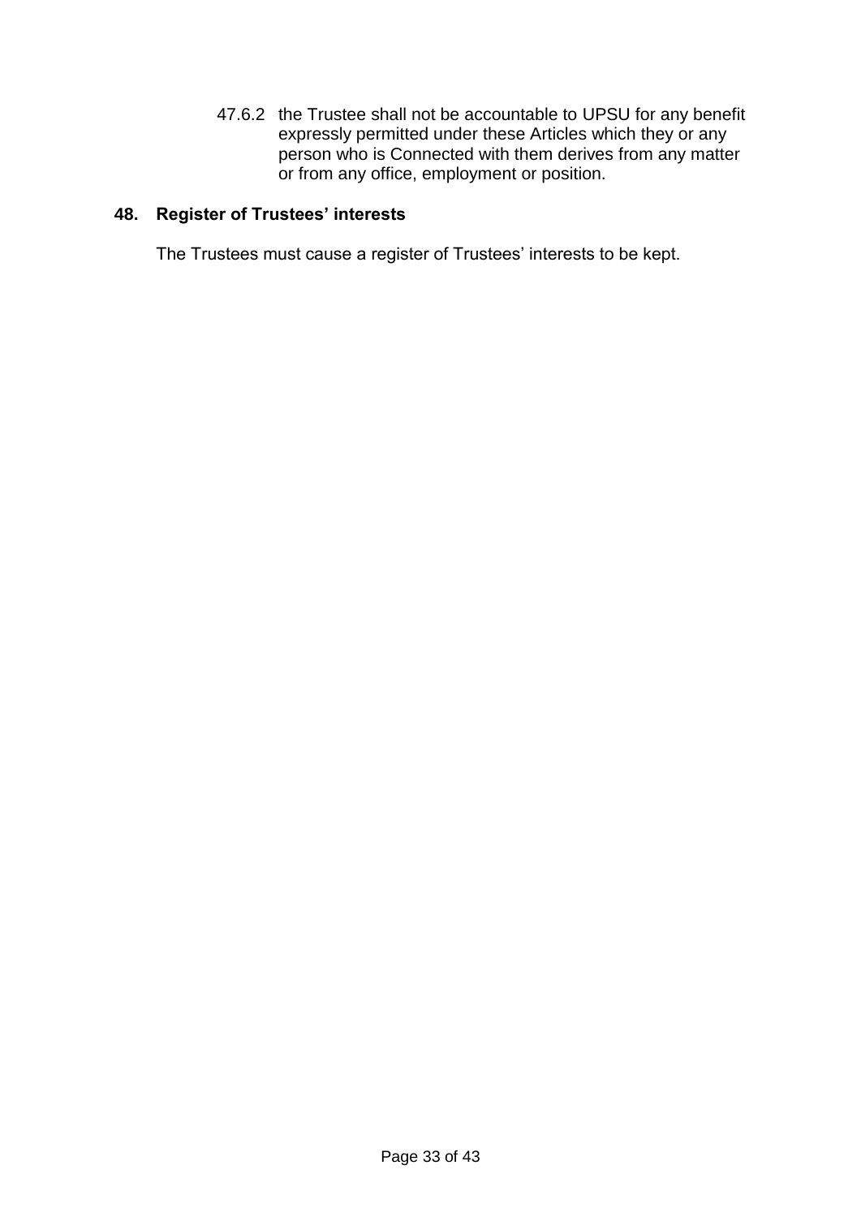47.6.2 the Trustee shall not be accountable to UPSU for any benefit expressly permitted under these Articles which they or any person who is Connected with them derives from any matter or from any office, employment or position.

## 48. Register of Trustees' interests

The Trustees must cause a register of Trustees' interests to be kept.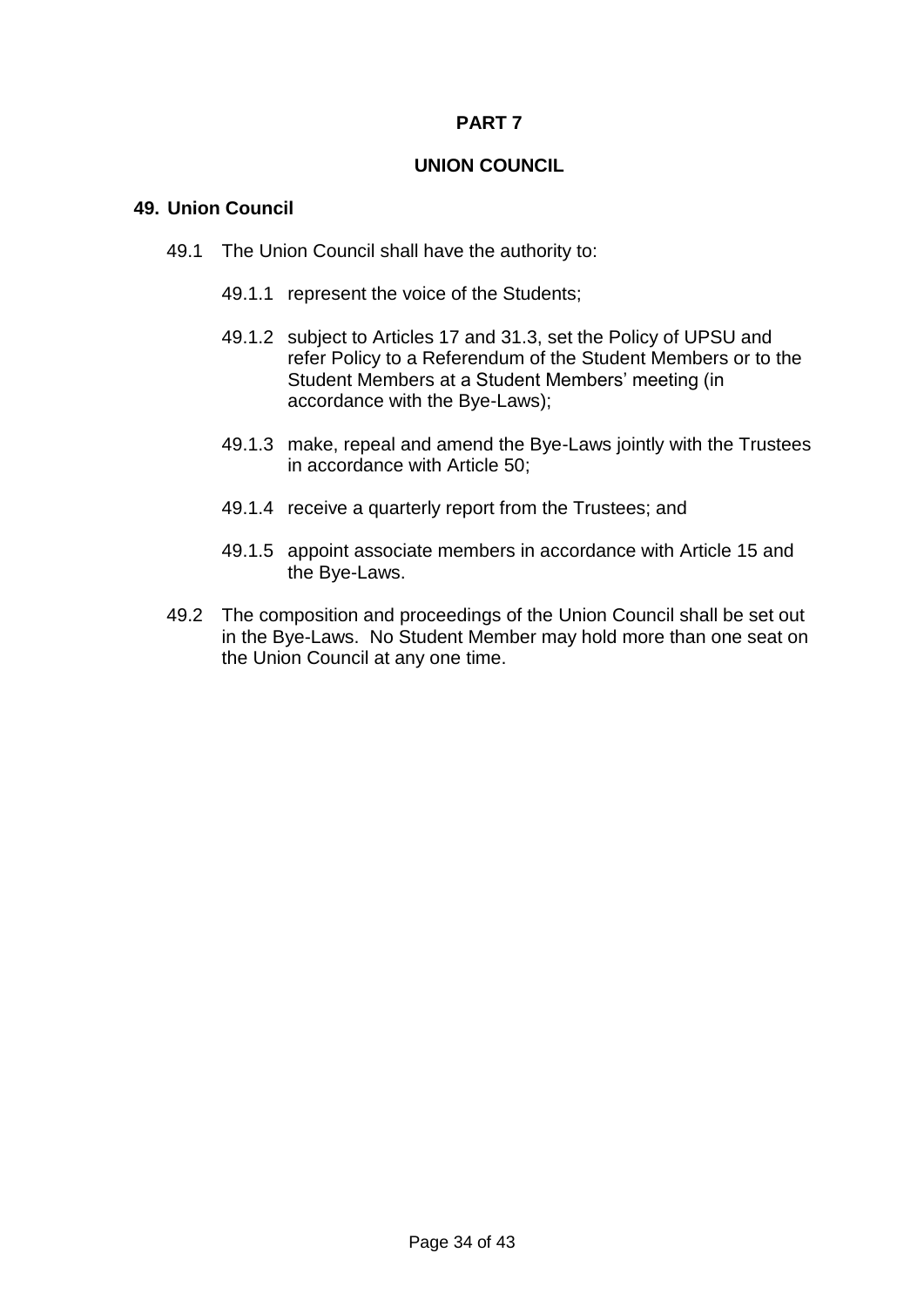# PART 7

# UNION COUNCIL

## 49. Union Council

49.1 The Union Council shall have the authority to:

49.1.1 represent the voice of the Students;

49.1.2 subject to Articles 17 and 31.3, set the Policy of UPSU and refer Policy to a Referendum of the Student Members or to the Student Members at a Student Members' meeting (in accordance with the Bye-Laws);

49.1.3 make, repeal and amend the Bye-Laws jointly with the Trustees in accordance with Article 50;

49.1.4 receive a quarterly report from the Trustees; and

49.1.5 appoint associate members in accordance with Article 15 and the Bye-Laws.

49.2 The composition and proceedings of the Union Council shall be set out in the Bye-Laws. No Student Member may hold more than one seat on the Union Council at any one time.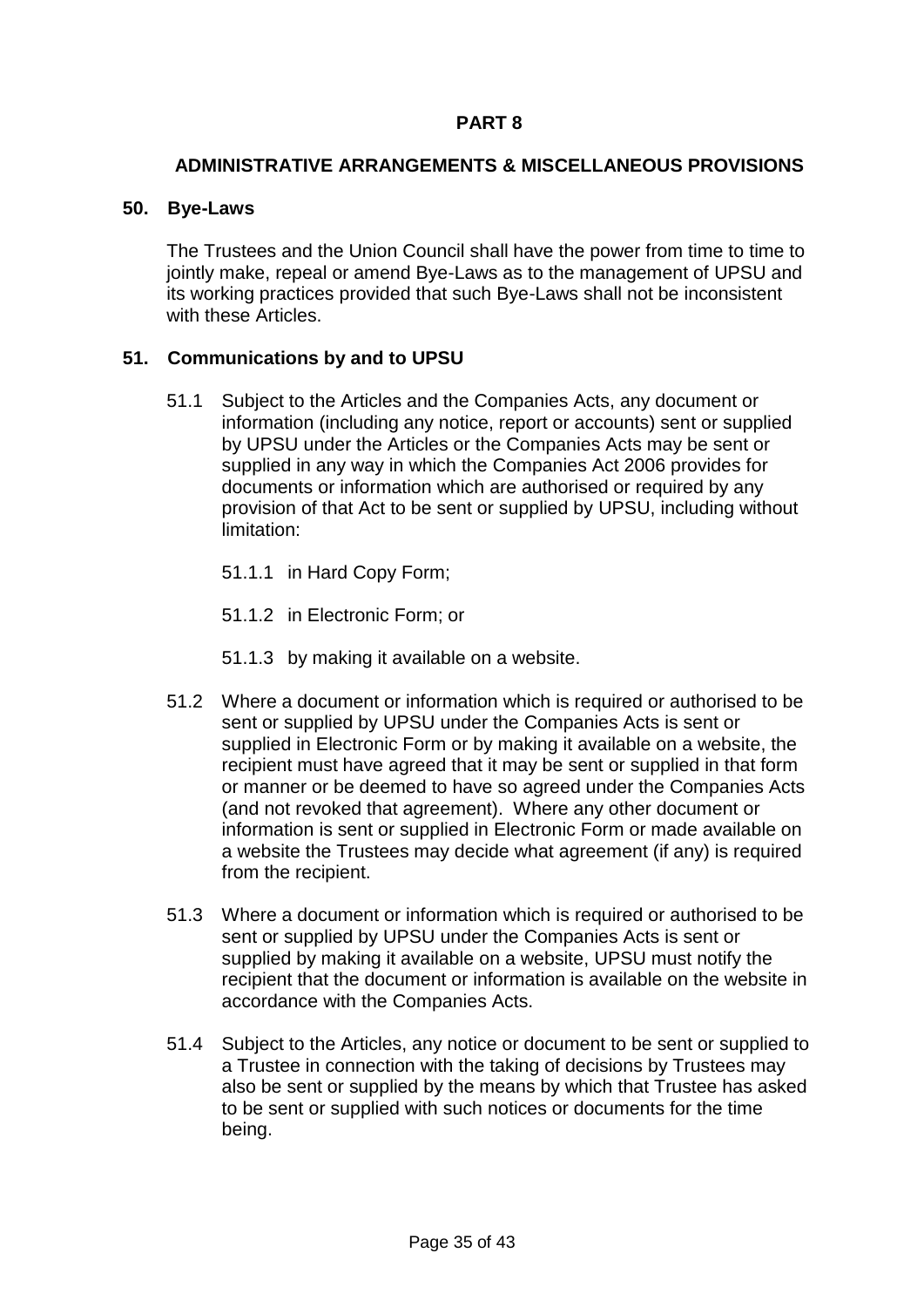## PART 8

## ADMINISTRATIVE ARRANGEMENTS & MISCELLANEOUS PROVISIONS

### 50. Bye-Laws

The Trustees and the Union Council shall have the power from time to time to jointly make, repeal or amend Bye-Laws as to the management of UPSU and its working practices provided that such Bye-Laws shall not be inconsistent with these Articles.

### 51. Communications by and to UPSU

51.1 Subject to the Articles and the Companies Acts, any document or information (including any notice, report or accounts) sent or supplied by UPSU under the Articles or the Companies Acts may be sent or supplied in any way in which the Companies Act 2006 provides for documents or information which are authorised or required by any provision of that Act to be sent or supplied by UPSU, including without limitation:

51.1.1 in Hard Copy Form;

51.1.2 in Electronic Form; or

51.1.3 by making it available on a website.

51.2 Where a document or information which is required or authorised to be sent or supplied by UPSU under the Companies Acts is sent or supplied in Electronic Form or by making it available on a website, the recipient must have agreed that it may be sent or supplied in that form or manner or be deemed to have so agreed under the Companies Acts (and not revoked that agreement). Where any other document or information is sent or supplied in Electronic Form or made available on a website the Trustees may decide what agreement (if any) is required from the recipient.

51.3 Where a document or information which is required or authorised to be sent or supplied by UPSU under the Companies Acts is sent or supplied by making it available on a website, UPSU must notify the recipient that the document or information is available on the website in accordance with the Companies Acts.

51.4 Subject to the Articles, any notice or document to be sent or supplied to a Trustee in connection with the taking of decisions by Trustees may also be sent or supplied by the means by which that Trustee has asked to be sent or supplied with such notices or documents for the time being.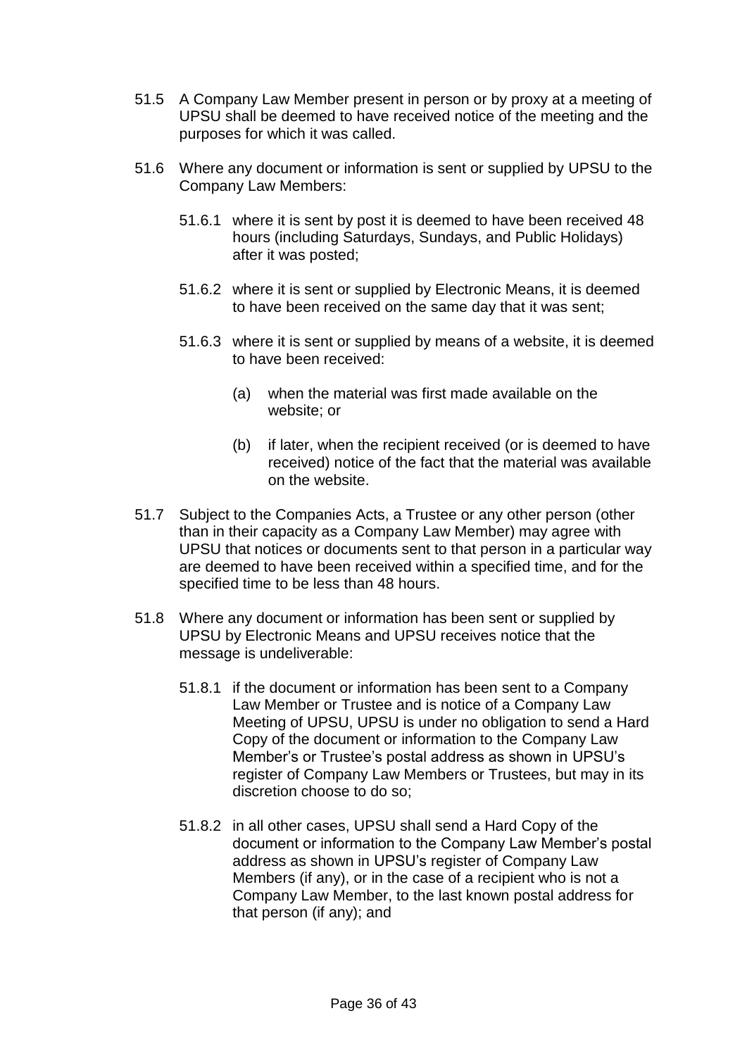51.5 A Company Law Member present in person or by proxy at a meeting of UPSU shall be deemed to have received notice of the meeting and the purposes for which it was called.

51.6 Where any document or information is sent or supplied by UPSU to the Company Law Members:

51.6.1 where it is sent by post it is deemed to have been received 48 hours (including Saturdays, Sundays, and Public Holidays) after it was posted;

51.6.2 where it is sent or supplied by Electronic Means, it is deemed to have been received on the same day that it was sent;

51.6.3 where it is sent or supplied by means of a website, it is deemed to have been received:

(a) when the material was first made available on the website; or

(b) if later, when the recipient received (or is deemed to have received) notice of the fact that the material was available on the website.

51.7 Subject to the Companies Acts, a Trustee or any other person (other than in their capacity as a Company Law Member) may agree with UPSU that notices or documents sent to that person in a particular way are deemed to have been received within a specified time, and for the specified time to be less than 48 hours.

51.8 Where any document or information has been sent or supplied by UPSU by Electronic Means and UPSU receives notice that the message is undeliverable:

51.8.1 if the document or information has been sent to a Company Law Member or Trustee and is notice of a Company Law Meeting of UPSU, UPSU is under no obligation to send a Hard Copy of the document or information to the Company Law Member's or Trustee's postal address as shown in UPSU's register of Company Law Members or Trustees, but may in its discretion choose to do so;

51.8.2 in all other cases, UPSU shall send a Hard Copy of the document or information to the Company Law Member's postal address as shown in UPSU's register of Company Law Members (if any), or in the case of a recipient who is not a Company Law Member, to the last known postal address for that person (if any); and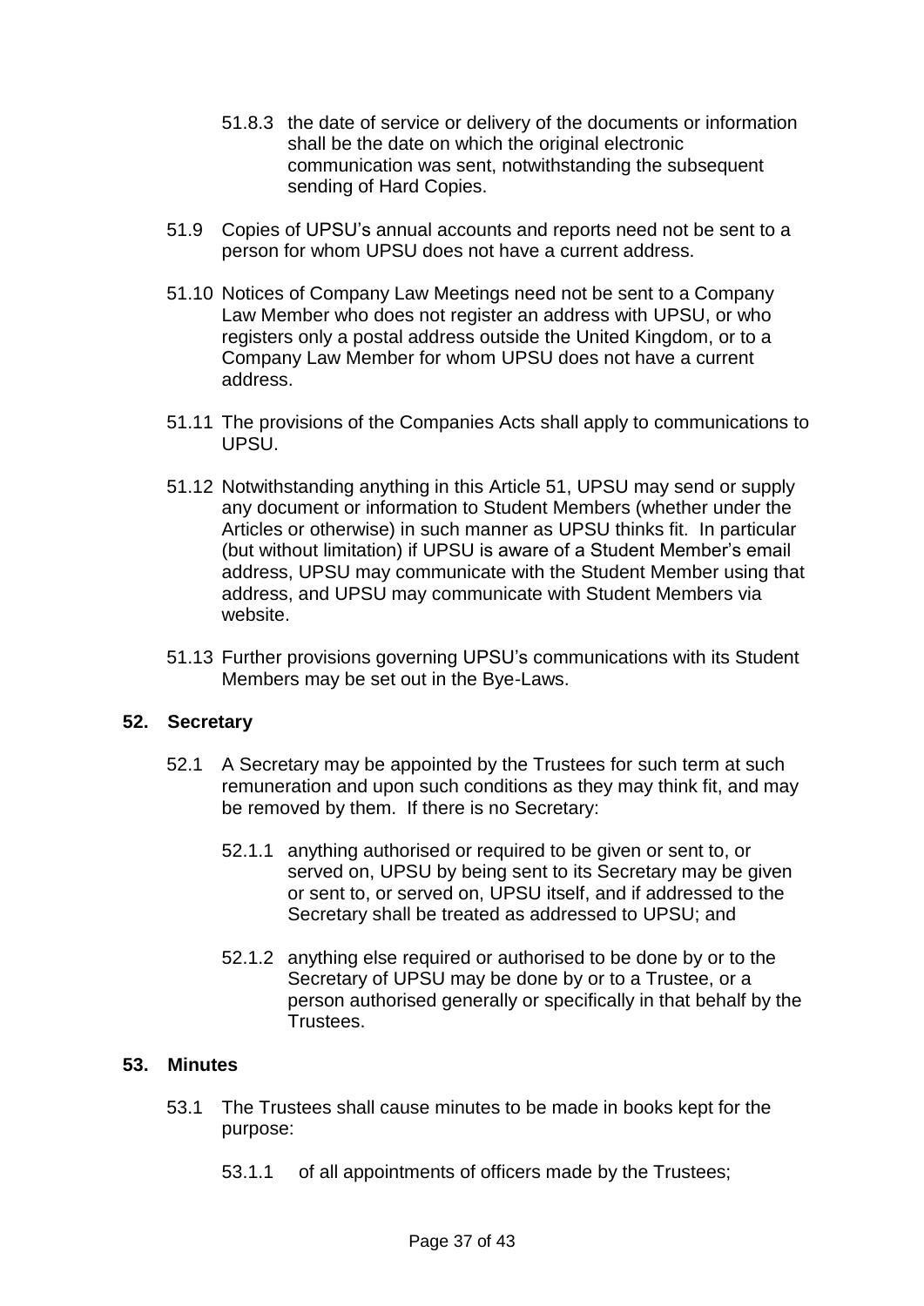51.8.3 the date of service or delivery of the documents or information shall be the date on which the original electronic communication was sent, notwithstanding the subsequent sending of Hard Copies.

51.9 Copies of UPSU's annual accounts and reports need not be sent to a person for whom UPSU does not have a current address.

51.10 Notices of Company Law Meetings need not be sent to a Company Law Member who does not register an address with UPSU, or who registers only a postal address outside the United Kingdom, or to a Company Law Member for whom UPSU does not have a current address.

51.11 The provisions of the Companies Acts shall apply to communications to UPSU.

51.12 Notwithstanding anything in this Article 51, UPSU may send or supply any document or information to Student Members (whether under the Articles or otherwise) in such manner as UPSU thinks fit. In particular (but without limitation) if UPSU is aware of a Student Member's email address, UPSU may communicate with the Student Member using that address, and UPSU may communicate with Student Members via website.

51.13 Further provisions governing UPSU's communications with its Student Members may be set out in the Bye-Laws.

## 52. Secretary

52.1 A Secretary may be appointed by the Trustees for such term at such remuneration and upon such conditions as they may think fit, and may be removed by them. If there is no Secretary:

52.1.1 anything authorised or required to be given or sent to, or served on, UPSU by being sent to its Secretary may be given or sent to, or served on, UPSU itself, and if addressed to the Secretary shall be treated as addressed to UPSU; and

52.1.2 anything else required or authorised to be done by or to the Secretary of UPSU may be done by or to a Trustee, or a person authorised generally or specifically in that behalf by the Trustees.

## 53. Minutes

53.1 The Trustees shall cause minutes to be made in books kept for the purpose:

53.1.1 of all appointments of officers made by the Trustees;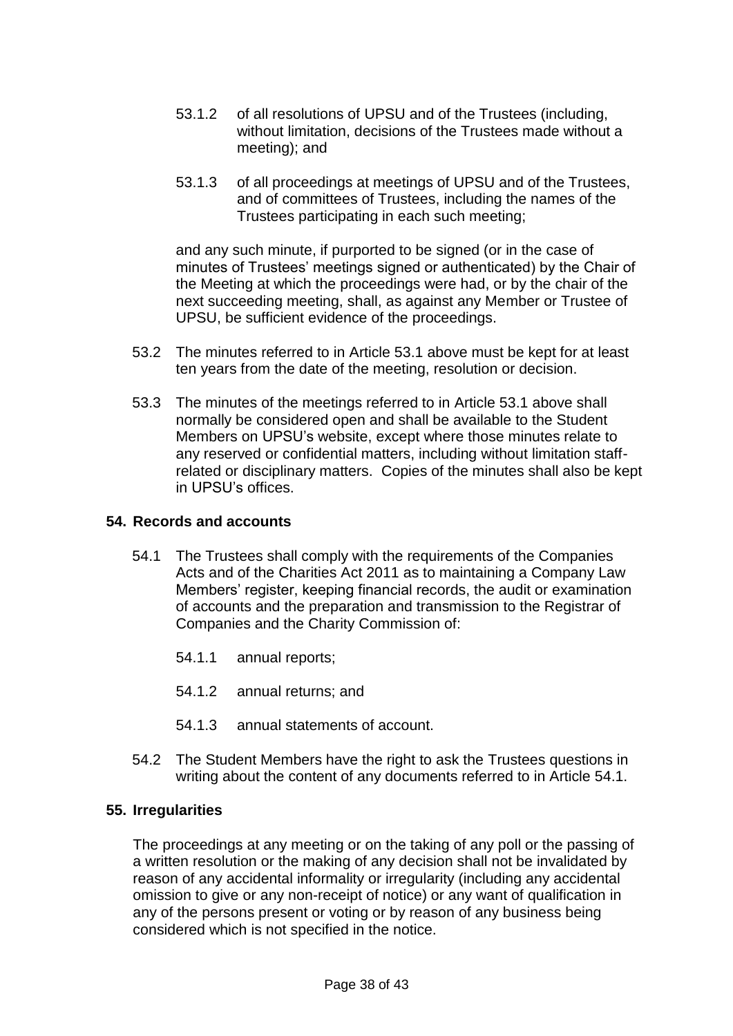53.1.2 of all resolutions of UPSU and of the Trustees (including, without limitation, decisions of the Trustees made without a meeting); and

53.1.3 of all proceedings at meetings of UPSU and of the Trustees, and of committees of Trustees, including the names of the Trustees participating in each such meeting;

and any such minute, if purported to be signed (or in the case of minutes of Trustees' meetings signed or authenticated) by the Chair of the Meeting at which the proceedings were had, or by the chair of the next succeeding meeting, shall, as against any Member or Trustee of UPSU, be sufficient evidence of the proceedings.

53.2 The minutes referred to in Article 53.1 above must be kept for at least ten years from the date of the meeting, resolution or decision.

53.3 The minutes of the meetings referred to in Article 53.1 above shall normally be considered open and shall be available to the Student Members on UPSU's website, except where those minutes relate to any reserved or confidential matters, including without limitation staff-related or disciplinary matters. Copies of the minutes shall also be kept in UPSU's offices.

## 54. Records and accounts

54.1 The Trustees shall comply with the requirements of the Companies Acts and of the Charities Act 2011 as to maintaining a Company Law Members' register, keeping financial records, the audit or examination of accounts and the preparation and transmission to the Registrar of Companies and the Charity Commission of:

54.1.1 annual reports;

54.1.2 annual returns; and

54.1.3 annual statements of account.

54.2 The Student Members have the right to ask the Trustees questions in writing about the content of any documents referred to in Article 54.1.

## 55. Irregularities

The proceedings at any meeting or on the taking of any poll or the passing of a written resolution or the making of any decision shall not be invalidated by reason of any accidental informality or irregularity (including any accidental omission to give or any non-receipt of notice) or any want of qualification in any of the persons present or voting or by reason of any business being considered which is not specified in the notice.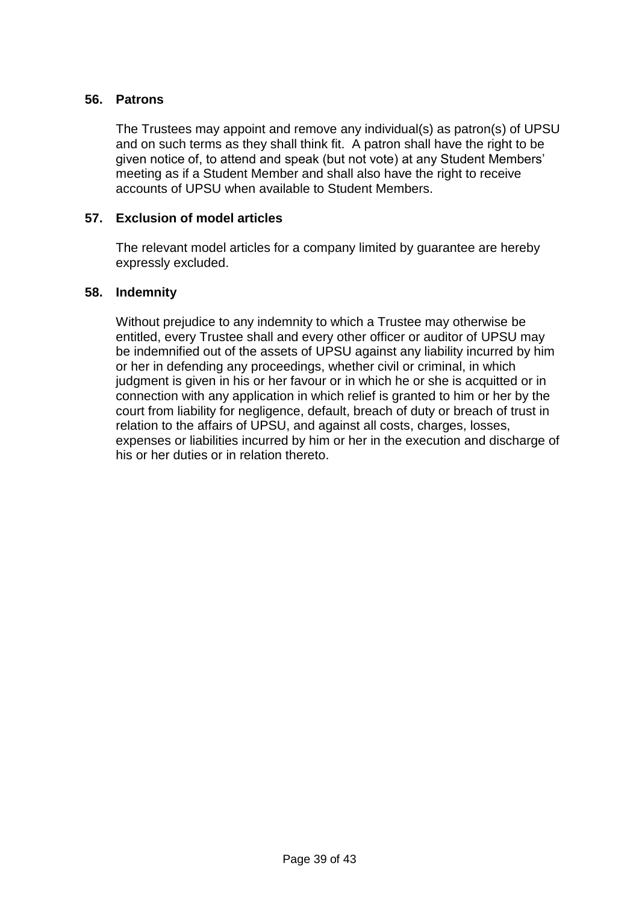**56. Patrons**

The Trustees may appoint and remove any individual(s) as patron(s) of UPSU and on such terms as they shall think fit. A patron shall have the right to be given notice of, to attend and speak (but not vote) at any Student Members' meeting as if a Student Member and shall also have the right to receive accounts of UPSU when available to Student Members.

**57. Exclusion of model articles**

The relevant model articles for a company limited by guarantee are hereby expressly excluded.

**58. Indemnity**

Without prejudice to any indemnity to which a Trustee may otherwise be entitled, every Trustee shall and every other officer or auditor of UPSU may be indemnified out of the assets of UPSU against any liability incurred by him or her in defending any proceedings, whether civil or criminal, in which judgment is given in his or her favour or in which he or she is acquitted or in connection with any application in which relief is granted to him or her by the court from liability for negligence, default, breach of duty or breach of trust in relation to the affairs of UPSU, and against all costs, charges, losses, expenses or liabilities incurred by him or her in the execution and discharge of his or her duties or in relation thereto.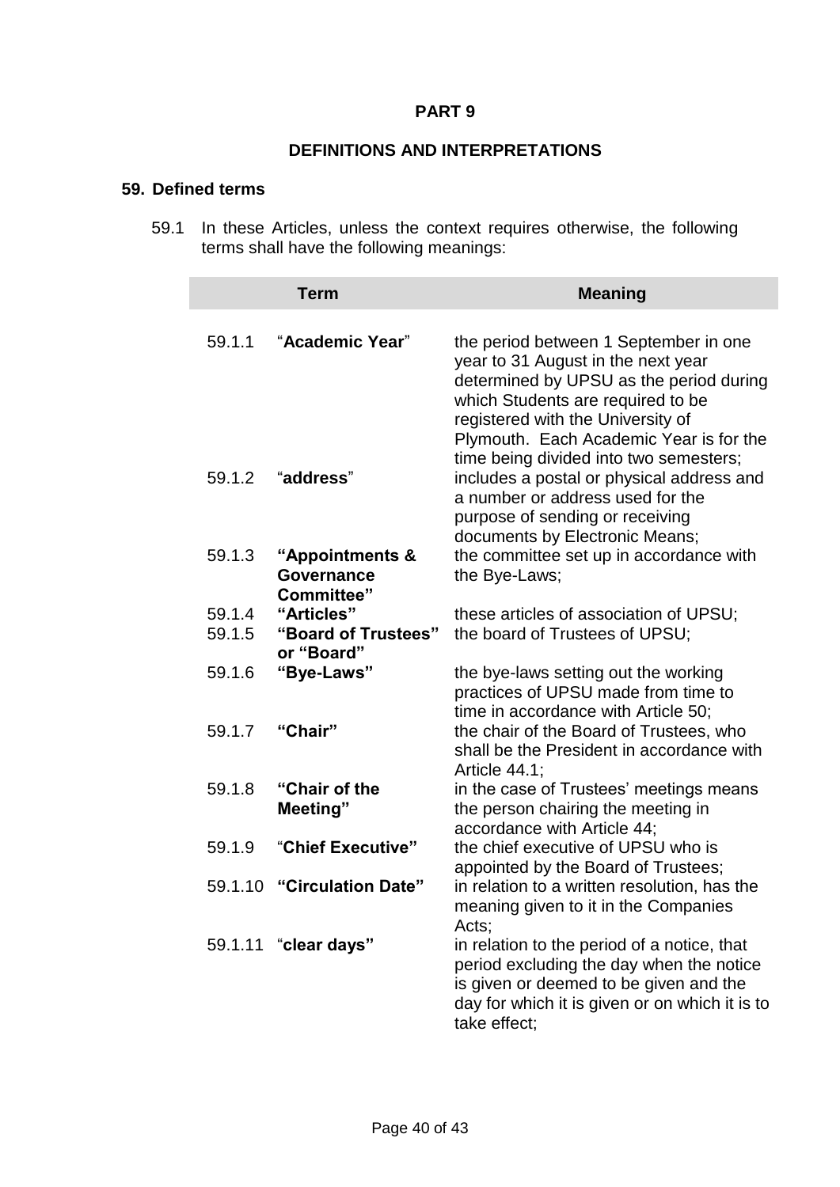**PART 9**

**DEFINITIONS AND INTERPRETATIONS**

## 59. Defined terms

59.1 In these Articles, unless the context requires otherwise, the following terms shall have the following meanings:

| | Term | Meaning |
|---|---|---|
| 59.1.1 | "**Academic Year**" | the period between 1 September in one year to 31 August in the next year determined by UPSU as the period during which Students are required to be registered with the University of Plymouth. Each Academic Year is for the time being divided into two semesters; |
| 59.1.2 | "**address**" | includes a postal or physical address and a number or address used for the purpose of sending or receiving documents by Electronic Means; |
| 59.1.3 | **"Appointments & Governance Committee"** | the committee set up in accordance with the Bye-Laws; |
| 59.1.4 | **"Articles"** | these articles of association of UPSU; |
| 59.1.5 | **"Board of Trustees" or "Board"** | the board of Trustees of UPSU; |
| 59.1.6 | **"Bye-Laws"** | the bye-laws setting out the working practices of UPSU made from time to time in accordance with Article 50; |
| 59.1.7 | **"Chair"** | the chair of the Board of Trustees, who shall be the President in accordance with Article 44.1; |
| 59.1.8 | **"Chair of the Meeting"** | in the case of Trustees' meetings means the person chairing the meeting in accordance with Article 44; |
| 59.1.9 | "**Chief Executive"** | the chief executive of UPSU who is appointed by the Board of Trustees; |
| 59.1.10 | **"Circulation Date"** | in relation to a written resolution, has the meaning given to it in the Companies Acts; |
| 59.1.11 | "**clear days"** | in relation to the period of a notice, that period excluding the day when the notice is given or deemed to be given and the day for which it is given or on which it is to take effect; |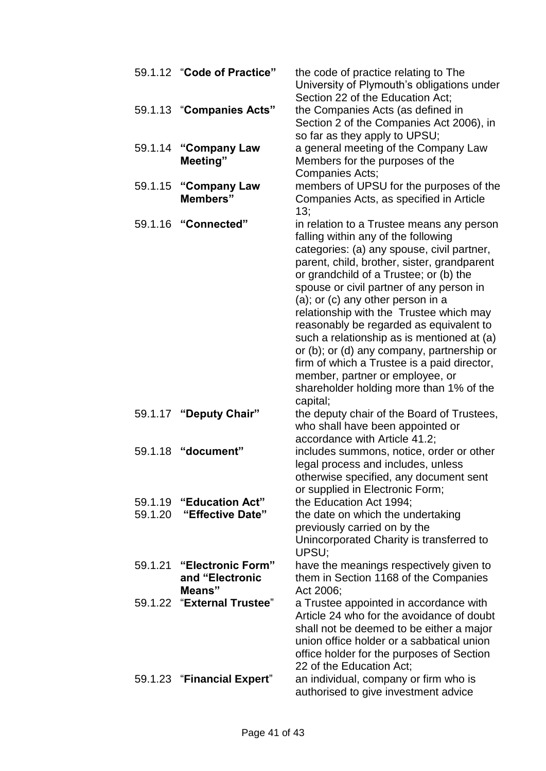| | | |
|---|---|---|
| 59.1.12 | "**Code of Practice**" | the code of practice relating to The University of Plymouth's obligations under Section 22 of the Education Act; |
| 59.1.13 | "**Companies Acts**" | the Companies Acts (as defined in Section 2 of the Companies Act 2006), in so far as they apply to UPSU; |
| 59.1.14 | **"Company Law Meeting"** | a general meeting of the Company Law Members for the purposes of the Companies Acts; |
| 59.1.15 | **"Company Law Members"** | members of UPSU for the purposes of the Companies Acts, as specified in Article 13; |
| 59.1.16 | **"Connected"** | in relation to a Trustee means any person falling within any of the following categories: (a) any spouse, civil partner, parent, child, brother, sister, grandparent or grandchild of a Trustee; or (b) the spouse or civil partner of any person in (a); or (c) any other person in a relationship with the Trustee which may reasonably be regarded as equivalent to such a relationship as is mentioned at (a) or (b); or (d) any company, partnership or firm of which a Trustee is a paid director, member, partner or employee, or shareholder holding more than 1% of the capital; |
| 59.1.17 | **"Deputy Chair"** | the deputy chair of the Board of Trustees, who shall have been appointed or accordance with Article 41.2; |
| 59.1.18 | **"document"** | includes summons, notice, order or other legal process and includes, unless otherwise specified, any document sent or supplied in Electronic Form; |
| 59.1.19 | **"Education Act"** | the Education Act 1994; |
| 59.1.20 | **"Effective Date"** | the date on which the undertaking previously carried on by the Unincorporated Charity is transferred to UPSU; |
| 59.1.21 | **"Electronic Form" and "Electronic Means"** | have the meanings respectively given to them in Section 1168 of the Companies Act 2006; |
| 59.1.22 | "**External Trustee**" | a Trustee appointed in accordance with Article 24 who for the avoidance of doubt shall not be deemed to be either a major union office holder or a sabbatical union office holder for the purposes of Section 22 of the Education Act; |
| 59.1.23 | "**Financial Expert**" | an individual, company or firm who is authorised to give investment advice |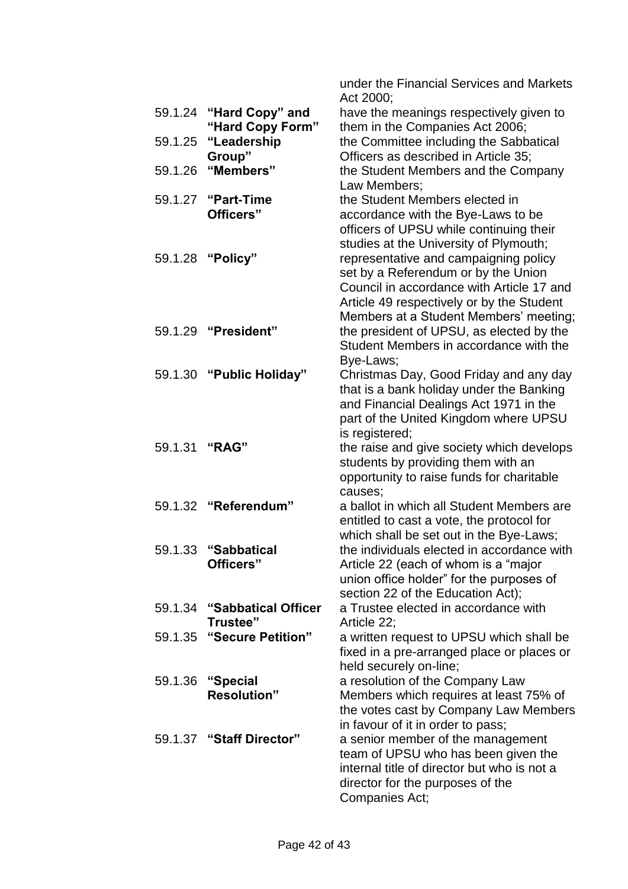| | | |
|---|---|---|
| | | under the Financial Services and Markets Act 2000; |
| 59.1.24 | **"Hard Copy" and "Hard Copy Form"** | have the meanings respectively given to them in the Companies Act 2006; |
| 59.1.25 | **"Leadership Group"** | the Committee including the Sabbatical Officers as described in Article 35; |
| 59.1.26 | **"Members"** | the Student Members and the Company Law Members; |
| 59.1.27 | **"Part-Time Officers"** | the Student Members elected in accordance with the Bye-Laws to be officers of UPSU while continuing their studies at the University of Plymouth; |
| 59.1.28 | **"Policy"** | representative and campaigning policy set by a Referendum or by the Union Council in accordance with Article 17 and Article 49 respectively or by the Student Members at a Student Members' meeting; |
| 59.1.29 | **"President"** | the president of UPSU, as elected by the Student Members in accordance with the Bye-Laws; |
| 59.1.30 | **"Public Holiday"** | Christmas Day, Good Friday and any day that is a bank holiday under the Banking and Financial Dealings Act 1971 in the part of the United Kingdom where UPSU is registered; |
| 59.1.31 | **"RAG"** | the raise and give society which develops students by providing them with an opportunity to raise funds for charitable causes; |
| 59.1.32 | **"Referendum"** | a ballot in which all Student Members are entitled to cast a vote, the protocol for which shall be set out in the Bye-Laws; |
| 59.1.33 | **"Sabbatical Officers"** | the individuals elected in accordance with Article 22 (each of whom is a "major union office holder" for the purposes of section 22 of the Education Act); |
| 59.1.34 | **"Sabbatical Officer Trustee"** | a Trustee elected in accordance with Article 22; |
| 59.1.35 | **"Secure Petition"** | a written request to UPSU which shall be fixed in a pre-arranged place or places or held securely on-line; |
| 59.1.36 | **"Special Resolution"** | a resolution of the Company Law Members which requires at least 75% of the votes cast by Company Law Members in favour of it in order to pass; |
| 59.1.37 | **"Staff Director"** | a senior member of the management team of UPSU who has been given the internal title of director but who is not a director for the purposes of the Companies Act; |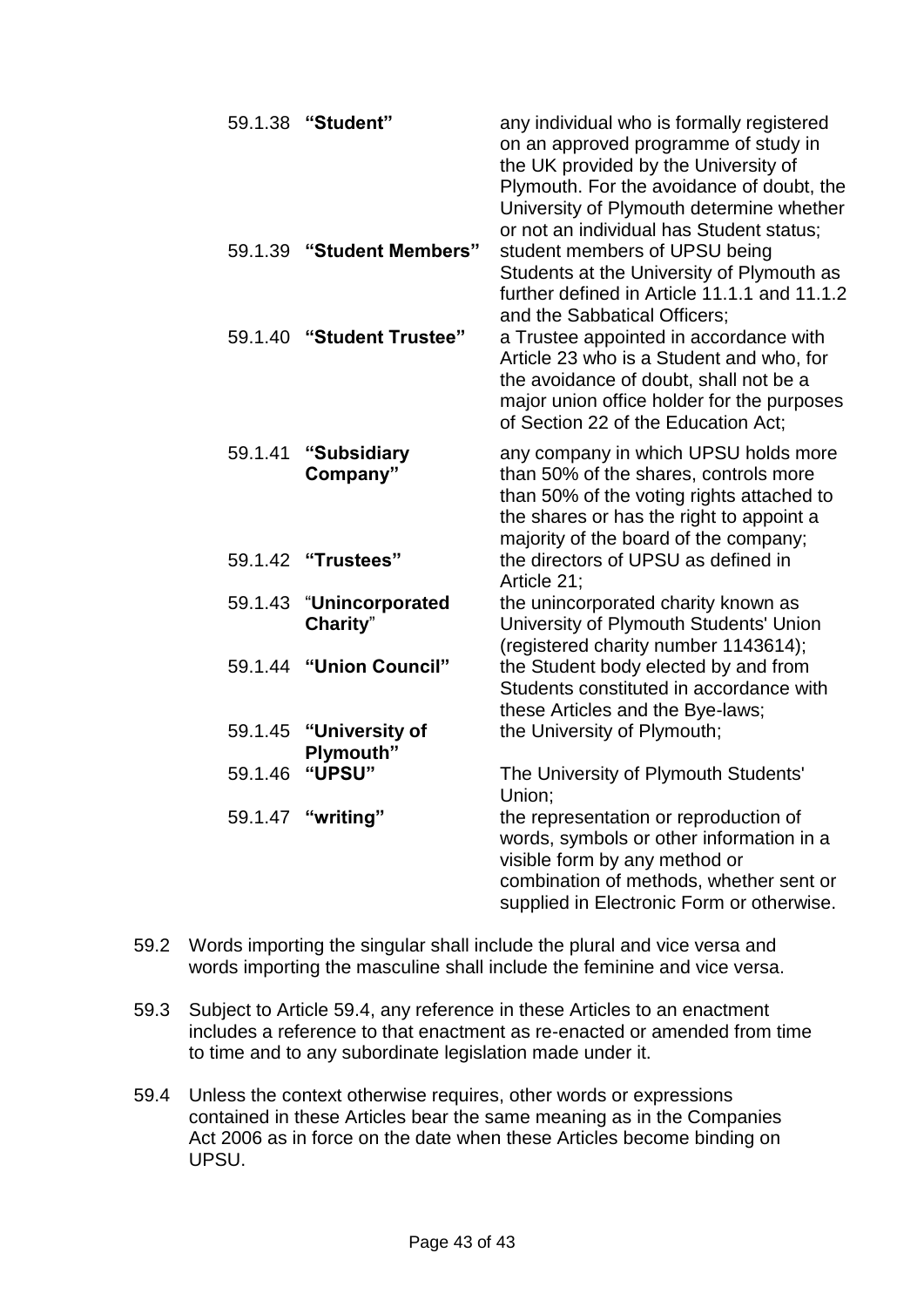| | | |
|---|---|---|
| 59.1.38 | **"Student"** | any individual who is formally registered on an approved programme of study in the UK provided by the University of Plymouth. For the avoidance of doubt, the University of Plymouth determine whether or not an individual has Student status; |
| 59.1.39 | **"Student Members"** | student members of UPSU being Students at the University of Plymouth as further defined in Article 11.1.1 and 11.1.2 and the Sabbatical Officers; |
| 59.1.40 | **"Student Trustee"** | a Trustee appointed in accordance with Article 23 who is a Student and who, for the avoidance of doubt, shall not be a major union office holder for the purposes of Section 22 of the Education Act; |
| 59.1.41 | **"Subsidiary Company"** | any company in which UPSU holds more than 50% of the shares, controls more than 50% of the voting rights attached to the shares or has the right to appoint a majority of the board of the company; |
| 59.1.42 | **"Trustees"** | the directors of UPSU as defined in Article 21; |
| 59.1.43 | "**Unincorporated Charity**" | the unincorporated charity known as University of Plymouth Students' Union (registered charity number 1143614); |
| 59.1.44 | **"Union Council"** | the Student body elected by and from Students constituted in accordance with these Articles and the Bye-laws; |
| 59.1.45 | **"University of Plymouth"** | the University of Plymouth; |
| 59.1.46 | **"UPSU"** | The University of Plymouth Students' Union; |
| 59.1.47 | **"writing"** | the representation or reproduction of words, symbols or other information in a visible form by any method or combination of methods, whether sent or supplied in Electronic Form or otherwise. |

59.2 Words importing the singular shall include the plural and vice versa and words importing the masculine shall include the feminine and vice versa.

59.3 Subject to Article 59.4, any reference in these Articles to an enactment includes a reference to that enactment as re-enacted or amended from time to time and to any subordinate legislation made under it.

59.4 Unless the context otherwise requires, other words or expressions contained in these Articles bear the same meaning as in the Companies Act 2006 as in force on the date when these Articles become binding on UPSU.